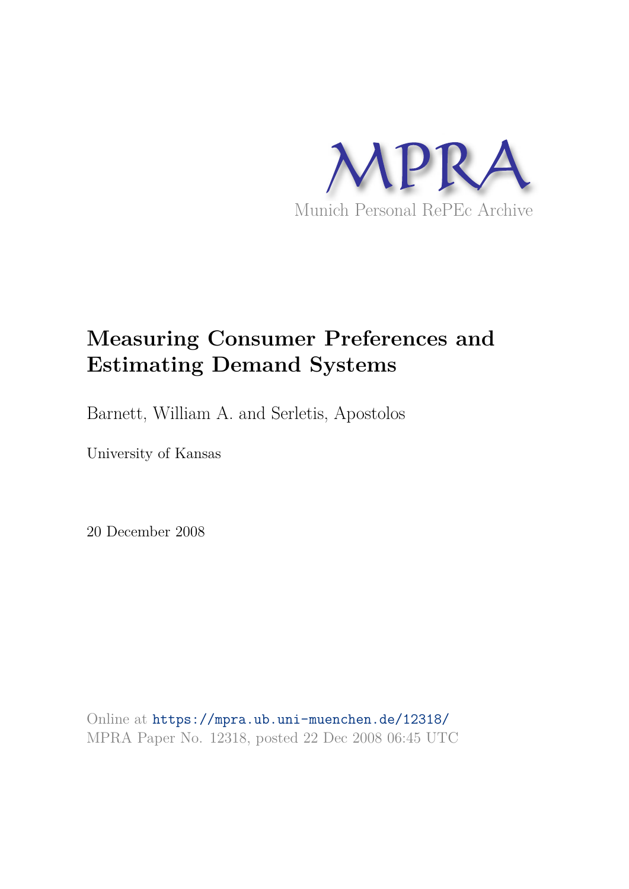MPRA

Munich Personal RePEc Archive

# Measuring Consumer Preferences and Estimating Demand Systems

Barnett, William A. and Serletis, Apostolos

University of Kansas

20 December 2008

Online at https://mpra.ub.uni-muenchen.de/12318/
MPRA Paper No. 12318, posted 22 Dec 2008 06:45 UTC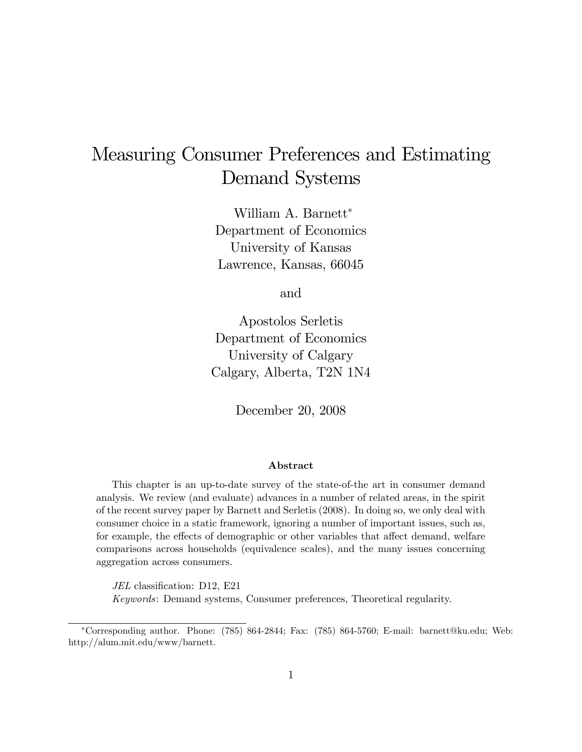# Measuring Consumer Preferences and Estimating Demand Systems

William A. Barnett*
Department of Economics
University of Kansas
Lawrence, Kansas, 66045

and

Apostolos Serletis
Department of Economics
University of Calgary
Calgary, Alberta, T2N 1N4

December 20, 2008

**Abstract**

This chapter is an up-to-date survey of the state-of-the art in consumer demand analysis. We review (and evaluate) advances in a number of related areas, in the spirit of the recent survey paper by Barnett and Serletis (2008). In doing so, we only deal with consumer choice in a static framework, ignoring a number of important issues, such as, for example, the effects of demographic or other variables that affect demand, welfare comparisons across households (equivalence scales), and the many issues concerning aggregation across consumers.

*JEL* classification: D12, E21

*Keywords*: Demand systems, Consumer preferences, Theoretical regularity.

---

*Corresponding author. Phone: (785) 864-2844; Fax: (785) 864-5760; E-mail: barnett@ku.edu; Web: http://alum.mit.edu/www/barnett.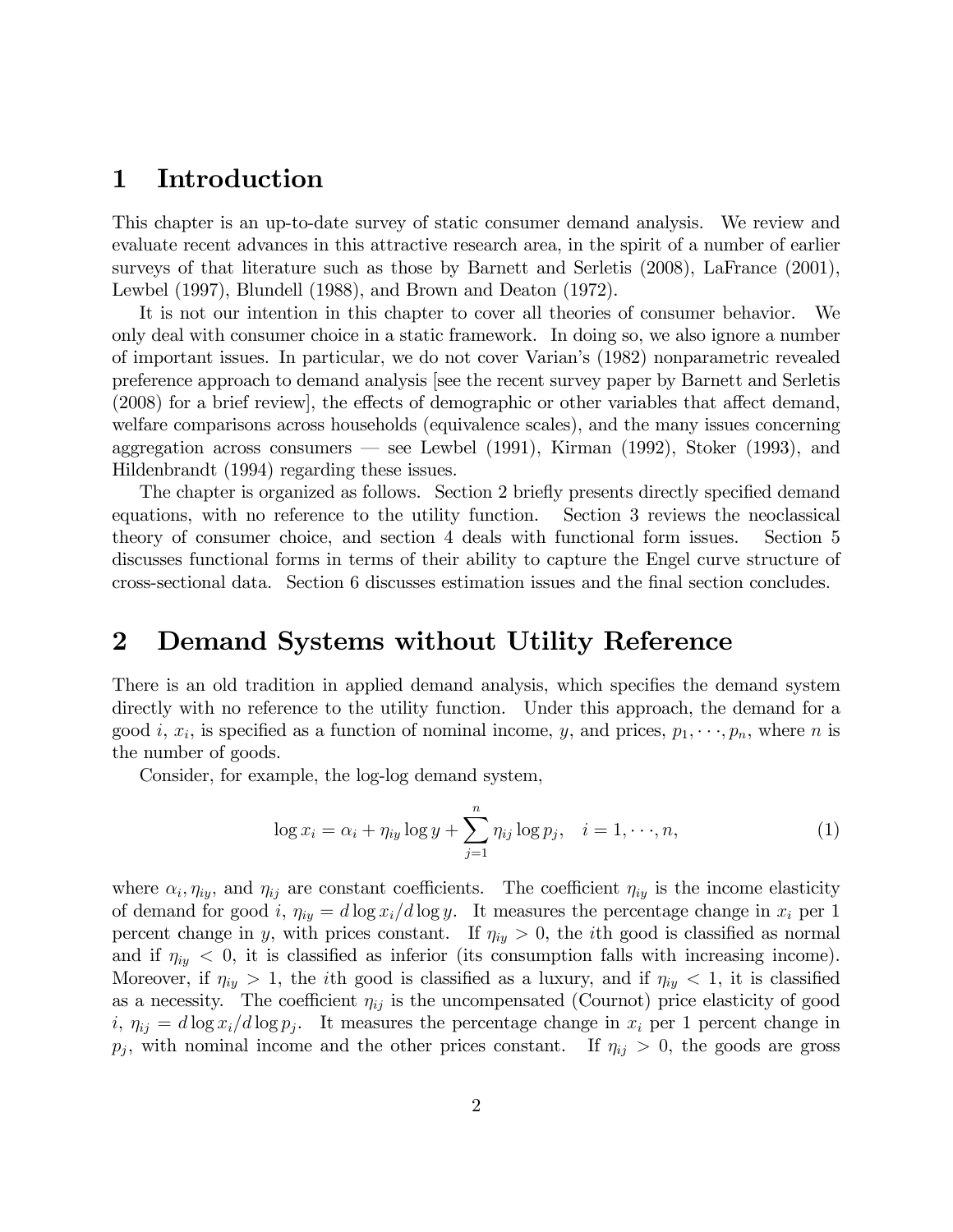# 1 Introduction

This chapter is an up-to-date survey of static consumer demand analysis. We review and evaluate recent advances in this attractive research area, in the spirit of a number of earlier surveys of that literature such as those by Barnett and Serletis (2008), LaFrance (2001), Lewbel (1997), Blundell (1988), and Brown and Deaton (1972).

It is not our intention in this chapter to cover all theories of consumer behavior. We only deal with consumer choice in a static framework. In doing so, we also ignore a number of important issues. In particular, we do not cover Varian's (1982) nonparametric revealed preference approach to demand analysis [see the recent survey paper by Barnett and Serletis (2008) for a brief review], the effects of demographic or other variables that affect demand, welfare comparisons across households (equivalence scales), and the many issues concerning aggregation across consumers — see Lewbel (1991), Kirman (1992), Stoker (1993), and Hildenbrandt (1994) regarding these issues.

The chapter is organized as follows. Section 2 briefly presents directly specified demand equations, with no reference to the utility function. Section 3 reviews the neoclassical theory of consumer choice, and section 4 deals with functional form issues. Section 5 discusses functional forms in terms of their ability to capture the Engel curve structure of cross-sectional data. Section 6 discusses estimation issues and the final section concludes.

# 2 Demand Systems without Utility Reference

There is an old tradition in applied demand analysis, which specifies the demand system directly with no reference to the utility function. Under this approach, the demand for a good $i$, $x_i$, is specified as a function of nominal income, $y$, and prices, $p_1, \cdots, p_n$, where $n$ is the number of goods.

Consider, for example, the log-log demand system,

$$\log x_i = \alpha_i + \eta_{iy} \log y + \sum_{j=1}^{n} \eta_{ij} \log p_j, \quad i = 1, \cdots, n, \tag{1}$$

where $\alpha_i, \eta_{iy}$, and $\eta_{ij}$ are constant coefficients. The coefficient $\eta_{iy}$ is the income elasticity of demand for good $i$, $\eta_{iy} = d \log x_i / d \log y$. It measures the percentage change in $x_i$ per 1 percent change in $y$, with prices constant. If $\eta_{iy} > 0$, the $i$th good is classified as normal and if $\eta_{iy} < 0$, it is classified as inferior (its consumption falls with increasing income). Moreover, if $\eta_{iy} > 1$, the $i$th good is classified as a luxury, and if $\eta_{iy} < 1$, it is classified as a necessity. The coefficient $\eta_{ij}$ is the uncompensated (Cournot) price elasticity of good $i$, $\eta_{ij} = d \log x_i / d \log p_j$. It measures the percentage change in $x_i$ per 1 percent change in $p_j$, with nominal income and the other prices constant. If $\eta_{ij} > 0$, the goods are gross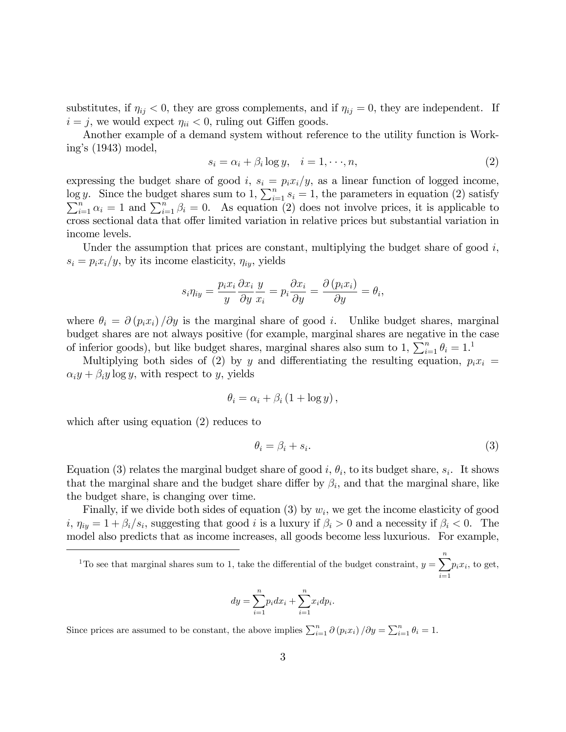substitutes, if $\eta_{ij} < 0$, they are gross complements, and if $\eta_{ij} = 0$, they are independent. If $i = j$, we would expect $\eta_{ii} < 0$, ruling out Giffen goods.

Another example of a demand system without reference to the utility function is Working's (1943) model,

$$s_i = \alpha_i + \beta_i \log y, \quad i = 1, \cdots, n, \tag{2}$$

expressing the budget share of good $i$, $s_i = p_i x_i / y$, as a linear function of logged income, $\log y$. Since the budget shares sum to 1, $\sum_{i=1}^{n} s_i = 1$, the parameters in equation (2) satisfy $\sum_{i=1}^{n} \alpha_i = 1$ and $\sum_{i=1}^{n} \beta_i = 0$. As equation (2) does not involve prices, it is applicable to cross sectional data that offer limited variation in relative prices but substantial variation in income levels.

Under the assumption that prices are constant, multiplying the budget share of good $i$, $s_i = p_i x_i / y$, by its income elasticity, $\eta_{iy}$, yields

$$s_i \eta_{iy} = \frac{p_i x_i}{y} \frac{\partial x_i}{\partial y} \frac{y}{x_i} = p_i \frac{\partial x_i}{\partial y} = \frac{\partial (p_i x_i)}{\partial y} = \theta_i,$$

where $\theta_i = \partial (p_i x_i) / \partial y$ is the marginal share of good $i$. Unlike budget shares, marginal budget shares are not always positive (for example, marginal shares are negative in the case of inferior goods), but like budget shares, marginal shares also sum to 1, $\sum_{i=1}^{n} \theta_i = 1$.[1]

Multiplying both sides of (2) by $y$ and differentiating the resulting equation, $p_i x_i = \alpha_i y + \beta_i y \log y$, with respect to $y$, yields

$$\theta_i = \alpha_i + \beta_i (1 + \log y),$$

which after using equation (2) reduces to

$$\theta_i = \beta_i + s_i. \tag{3}$$

Equation (3) relates the marginal budget share of good $i$, $\theta_i$, to its budget share, $s_i$. It shows that the marginal share and the budget share differ by $\beta_i$, and that the marginal share, like the budget share, is changing over time.

Finally, if we divide both sides of equation (3) by $w_i$, we get the income elasticity of good $i$, $\eta_{iy} = 1 + \beta_i / s_i$, suggesting that good $i$ is a luxury if $\beta_i > 0$ and a necessity if $\beta_i < 0$. The model also predicts that as income increases, all goods become less luxurious. For example,

[1] To see that marginal shares sum to 1, take the differential of the budget constraint, $y = \sum_{i=1}^{n} p_i x_i$, to get,

$$dy = \sum_{i=1}^{n} p_i dx_i + \sum_{i=1}^{n} x_i dp_i.$$

Since prices are assumed to be constant, the above implies $\sum_{i=1}^{n} \partial (p_i x_i) / \partial y = \sum_{i=1}^{n} \theta_i = 1$.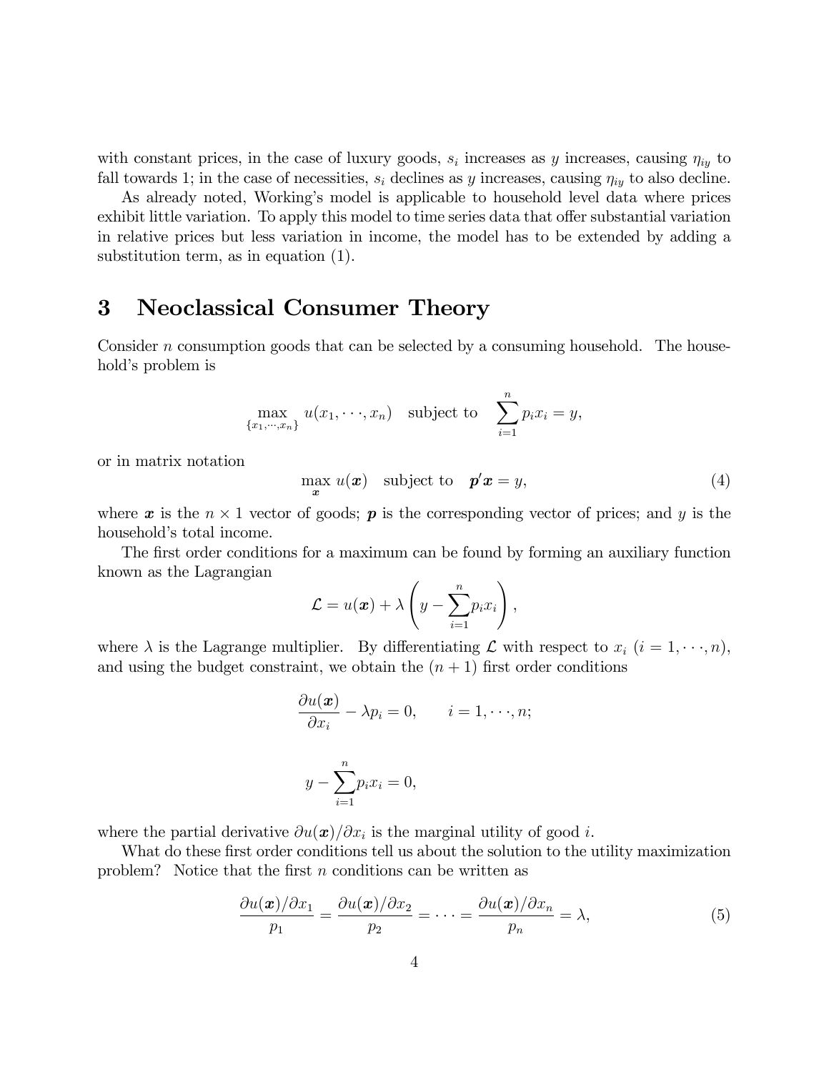with constant prices, in the case of luxury goods, $s_i$ increases as $y$ increases, causing $\eta_{iy}$ to fall towards 1; in the case of necessities, $s_i$ declines as $y$ increases, causing $\eta_{iy}$ to also decline.

As already noted, Working's model is applicable to household level data where prices exhibit little variation. To apply this model to time series data that offer substantial variation in relative prices but less variation in income, the model has to be extended by adding a substitution term, as in equation (1).

# 3 Neoclassical Consumer Theory

Consider $n$ consumption goods that can be selected by a consuming household. The household's problem is

$$\max_{\{x_1,\cdots,x_n\}} u(x_1,\cdots,x_n) \quad \text{subject to} \quad \sum_{i=1}^{n} p_i x_i = y,$$

or in matrix notation

$$\max_{\boldsymbol{x}} u(\boldsymbol{x}) \quad \text{subject to} \quad \boldsymbol{p}'\boldsymbol{x} = y, \tag{4}$$

where $\boldsymbol{x}$ is the $n \times 1$ vector of goods; $\boldsymbol{p}$ is the corresponding vector of prices; and $y$ is the household's total income.

The first order conditions for a maximum can be found by forming an auxiliary function known as the Lagrangian

$$\mathcal{L} = u(\boldsymbol{x}) + \lambda \left( y - \sum_{i=1}^{n} p_i x_i \right),$$

where $\lambda$ is the Lagrange multiplier. By differentiating $\mathcal{L}$ with respect to $x_i$ $(i = 1,\cdots,n)$, and using the budget constraint, we obtain the $(n+1)$ first order conditions

$$\frac{\partial u(\boldsymbol{x})}{\partial x_i} - \lambda p_i = 0, \qquad i = 1,\cdots,n;$$

$$y - \sum_{i=1}^{n} p_i x_i = 0,$$

where the partial derivative $\partial u(\boldsymbol{x})/\partial x_i$ is the marginal utility of good $i$.

What do these first order conditions tell us about the solution to the utility maximization problem? Notice that the first $n$ conditions can be written as

$$\frac{\partial u(\boldsymbol{x})/\partial x_1}{p_1} = \frac{\partial u(\boldsymbol{x})/\partial x_2}{p_2} = \cdots = \frac{\partial u(\boldsymbol{x})/\partial x_n}{p_n} = \lambda, \tag{5}$$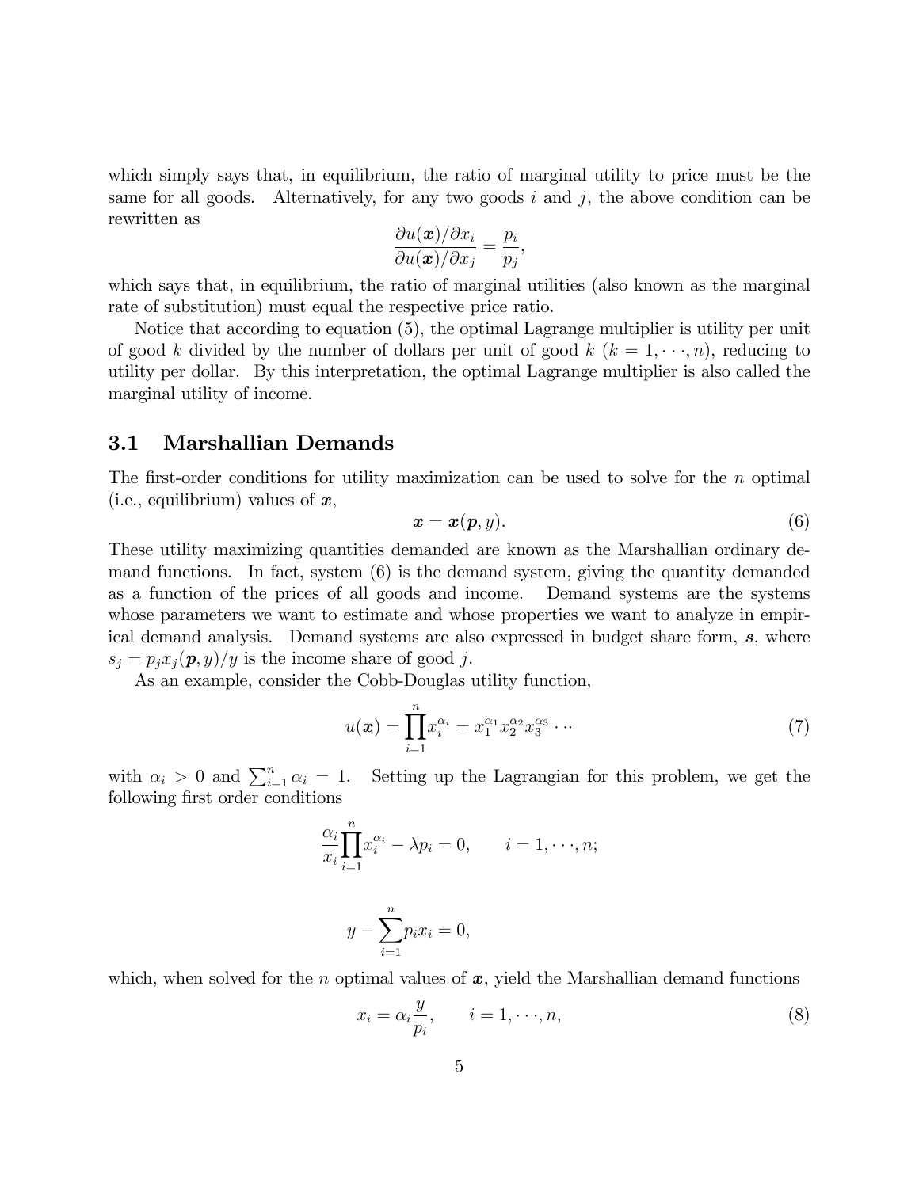which simply says that, in equilibrium, the ratio of marginal utility to price must be the same for all goods. Alternatively, for any two goods $i$ and $j$, the above condition can be rewritten as

$$\frac{\partial u(\boldsymbol{x})/\partial x_i}{\partial u(\boldsymbol{x})/\partial x_j} = \frac{p_i}{p_j},$$

which says that, in equilibrium, the ratio of marginal utilities (also known as the marginal rate of substitution) must equal the respective price ratio.

Notice that according to equation (5), the optimal Lagrange multiplier is utility per unit of good $k$ divided by the number of dollars per unit of good $k$ ($k = 1, \cdots, n$), reducing to utility per dollar. By this interpretation, the optimal Lagrange multiplier is also called the marginal utility of income.

## 3.1 Marshallian Demands

The first-order conditions for utility maximization can be used to solve for the $n$ optimal (i.e., equilibrium) values of $\boldsymbol{x}$,

$$\boldsymbol{x} = \boldsymbol{x}(\boldsymbol{p}, y). \tag{6}$$

These utility maximizing quantities demanded are known as the Marshallian ordinary demand functions. In fact, system (6) is the demand system, giving the quantity demanded as a function of the prices of all goods and income. Demand systems are the systems whose parameters we want to estimate and whose properties we want to analyze in empirical demand analysis. Demand systems are also expressed in budget share form, $\boldsymbol{s}$, where $s_j = p_j x_j(\boldsymbol{p}, y)/y$ is the income share of good $j$.

As an example, consider the Cobb-Douglas utility function,

$$u(\boldsymbol{x}) = \prod_{i=1}^{n} x_i^{\alpha_i} = x_1^{\alpha_1} x_2^{\alpha_2} x_3^{\alpha_3} \cdots \tag{7}$$

with $\alpha_i > 0$ and $\sum_{i=1}^{n} \alpha_i = 1$. Setting up the Lagrangian for this problem, we get the following first order conditions

$$\frac{\alpha_i}{x_i} \prod_{i=1}^{n} x_i^{\alpha_i} - \lambda p_i = 0, \qquad i = 1, \cdots, n;$$

$$y - \sum_{i=1}^{n} p_i x_i = 0,$$

which, when solved for the $n$ optimal values of $\boldsymbol{x}$, yield the Marshallian demand functions

$$x_i = \alpha_i \frac{y}{p_i}, \qquad i = 1, \cdots, n, \tag{8}$$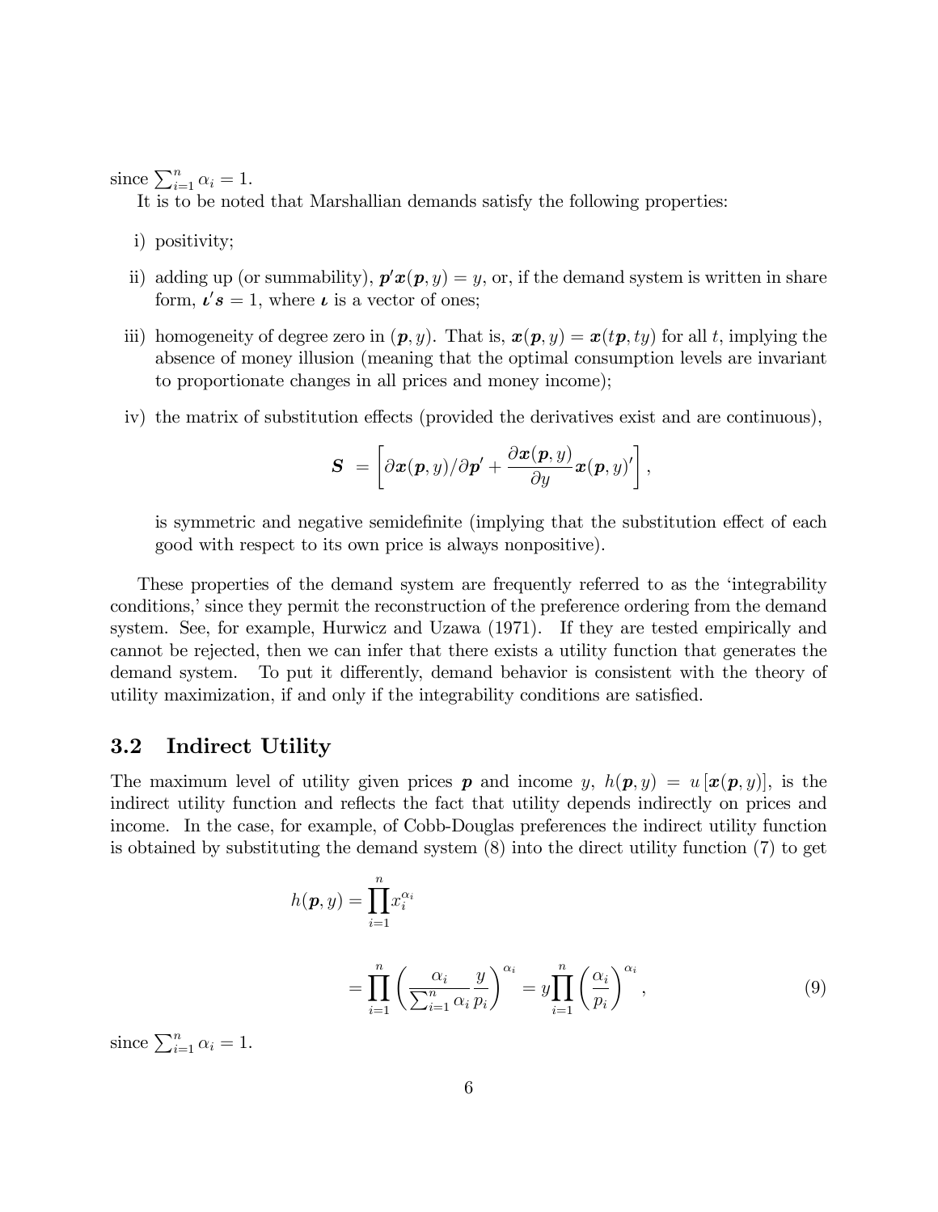since $\sum_{i=1}^{n} \alpha_i = 1$.

It is to be noted that Marshallian demands satisfy the following properties:

i) positivity;

ii) adding up (or summability), $\boldsymbol{p}'\boldsymbol{x}(\boldsymbol{p}, y) = y$, or, if the demand system is written in share form, $\boldsymbol{\iota}'\boldsymbol{s} = 1$, where $\boldsymbol{\iota}$ is a vector of ones;

iii) homogeneity of degree zero in $(\boldsymbol{p}, y)$. That is, $\boldsymbol{x}(\boldsymbol{p}, y) = \boldsymbol{x}(t\boldsymbol{p}, ty)$ for all $t$, implying the absence of money illusion (meaning that the optimal consumption levels are invariant to proportionate changes in all prices and money income);

iv) the matrix of substitution effects (provided the derivatives exist and are continuous),

$$\boldsymbol{S} = \left[ \partial \boldsymbol{x}(\boldsymbol{p}, y)/\partial \boldsymbol{p}' + \frac{\partial \boldsymbol{x}(\boldsymbol{p}, y)}{\partial y} \boldsymbol{x}(\boldsymbol{p}, y)' \right],$$

is symmetric and negative semidefinite (implying that the substitution effect of each good with respect to its own price is always nonpositive).

These properties of the demand system are frequently referred to as the 'integrability conditions,' since they permit the reconstruction of the preference ordering from the demand system. See, for example, Hurwicz and Uzawa (1971). If they are tested empirically and cannot be rejected, then we can infer that there exists a utility function that generates the demand system. To put it differently, demand behavior is consistent with the theory of utility maximization, if and only if the integrability conditions are satisfied.

## 3.2 Indirect Utility

The maximum level of utility given prices $\boldsymbol{p}$ and income $y$, $h(\boldsymbol{p}, y) = u[\boldsymbol{x}(\boldsymbol{p}, y)]$, is the indirect utility function and reflects the fact that utility depends indirectly on prices and income. In the case, for example, of Cobb-Douglas preferences the indirect utility function is obtained by substituting the demand system (8) into the direct utility function (7) to get

$$h(\boldsymbol{p}, y) = \prod_{i=1}^{n} x_i^{\alpha_i}$$

$$= \prod_{i=1}^{n} \left( \frac{\alpha_i}{\sum_{i=1}^{n} \alpha_i} \frac{y}{p_i} \right)^{\alpha_i} = y \prod_{i=1}^{n} \left( \frac{\alpha_i}{p_i} \right)^{\alpha_i}, \tag{9}$$

since $\sum_{i=1}^{n} \alpha_i = 1$.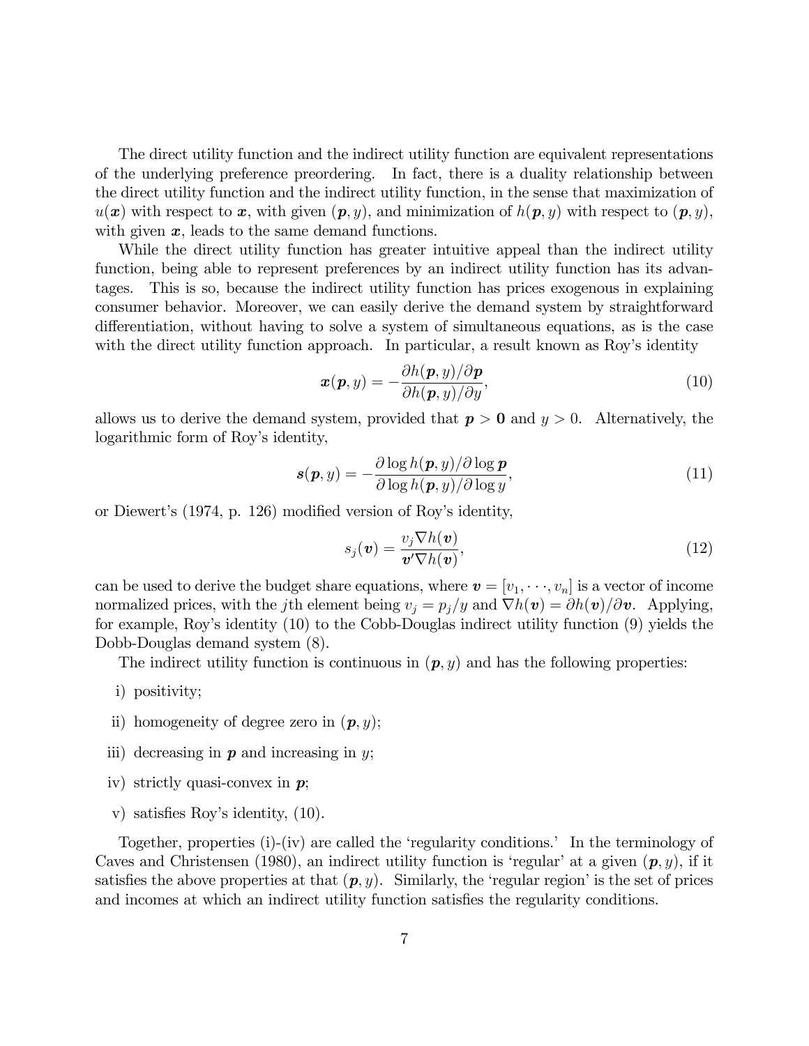The direct utility function and the indirect utility function are equivalent representations of the underlying preference preordering. In fact, there is a duality relationship between the direct utility function and the indirect utility function, in the sense that maximization of $u(\boldsymbol{x})$ with respect to $\boldsymbol{x}$, with given $(\boldsymbol{p}, y)$, and minimization of $h(\boldsymbol{p}, y)$ with respect to $(\boldsymbol{p}, y)$, with given $\boldsymbol{x}$, leads to the same demand functions.

While the direct utility function has greater intuitive appeal than the indirect utility function, being able to represent preferences by an indirect utility function has its advantages. This is so, because the indirect utility function has prices exogenous in explaining consumer behavior. Moreover, we can easily derive the demand system by straightforward differentiation, without having to solve a system of simultaneous equations, as is the case with the direct utility function approach. In particular, a result known as Roy's identity

$$\boldsymbol{x}(\boldsymbol{p}, y) = -\frac{\partial h(\boldsymbol{p}, y)/\partial \boldsymbol{p}}{\partial h(\boldsymbol{p}, y)/\partial y}, \tag{10}$$

allows us to derive the demand system, provided that $\boldsymbol{p} > \boldsymbol{0}$ and $y > 0$. Alternatively, the logarithmic form of Roy's identity,

$$\boldsymbol{s}(\boldsymbol{p}, y) = -\frac{\partial \log h(\boldsymbol{p}, y)/\partial \log \boldsymbol{p}}{\partial \log h(\boldsymbol{p}, y)/\partial \log y}, \tag{11}$$

or Diewert's (1974, p. 126) modified version of Roy's identity,

$$s_j(\boldsymbol{v}) = \frac{v_j \nabla h(\boldsymbol{v})}{\boldsymbol{v}' \nabla h(\boldsymbol{v})}, \tag{12}$$

can be used to derive the budget share equations, where $\boldsymbol{v} = [v_1, \cdots, v_n]$ is a vector of income normalized prices, with the $j$th element being $v_j = p_j/y$ and $\nabla h(\boldsymbol{v}) = \partial h(\boldsymbol{v})/\partial \boldsymbol{v}$. Applying, for example, Roy's identity (10) to the Cobb-Douglas indirect utility function (9) yields the Dobb-Douglas demand system (8).

The indirect utility function is continuous in $(\boldsymbol{p}, y)$ and has the following properties:

i) positivity;

ii) homogeneity of degree zero in $(\boldsymbol{p}, y)$;

iii) decreasing in $\boldsymbol{p}$ and increasing in $y$;

iv) strictly quasi-convex in $\boldsymbol{p}$;

v) satisfies Roy's identity, (10).

Together, properties (i)-(iv) are called the 'regularity conditions.' In the terminology of Caves and Christensen (1980), an indirect utility function is 'regular' at a given $(\boldsymbol{p}, y)$, if it satisfies the above properties at that $(\boldsymbol{p}, y)$. Similarly, the 'regular region' is the set of prices and incomes at which an indirect utility function satisfies the regularity conditions.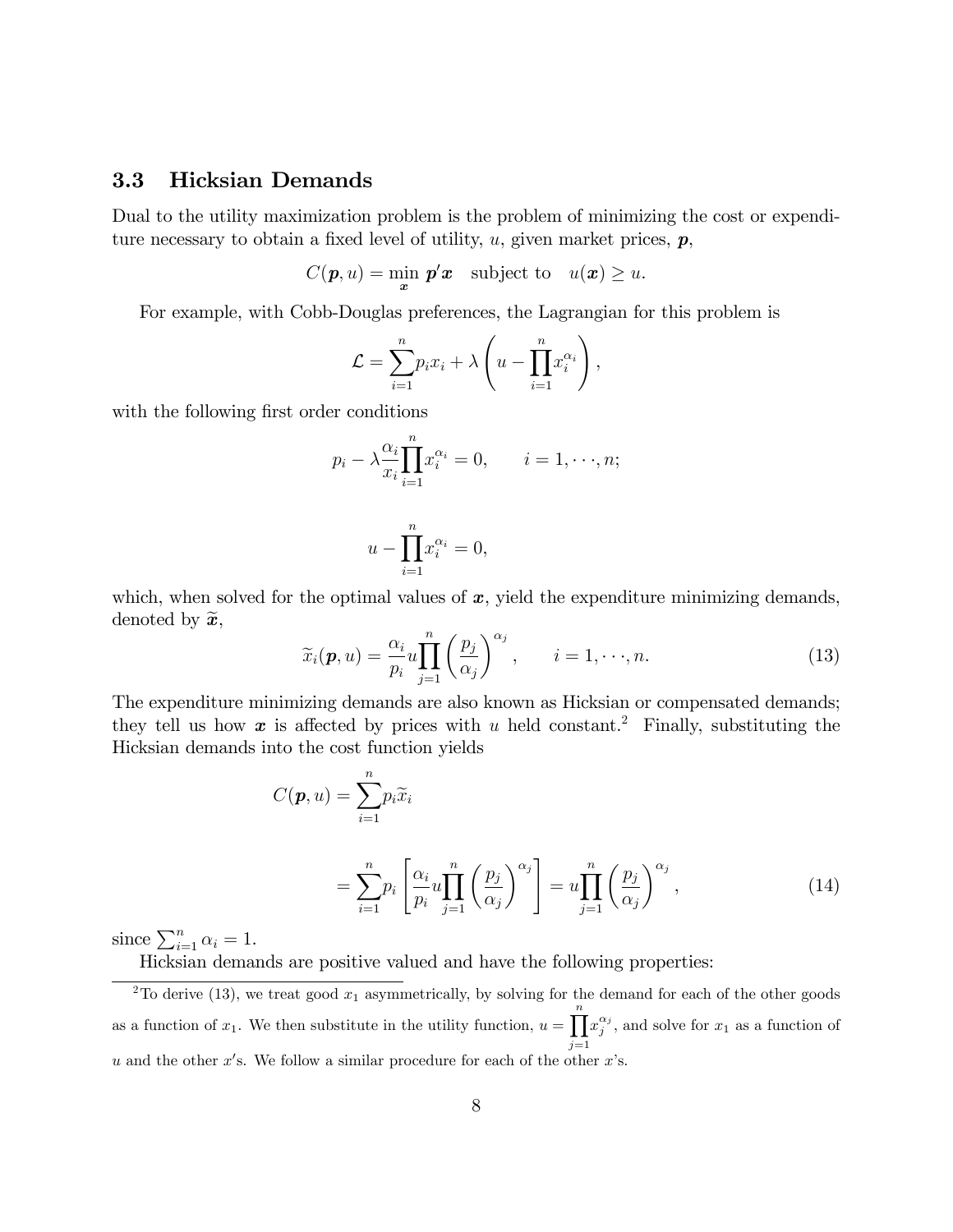### 3.3 Hicksian Demands

Dual to the utility maximization problem is the problem of minimizing the cost or expenditure necessary to obtain a fixed level of utility, $u$, given market prices, $\boldsymbol{p}$,

$$C(\boldsymbol{p}, u) = \min_{\boldsymbol{x}} \ \boldsymbol{p}'\boldsymbol{x} \quad \text{subject to} \quad u(\boldsymbol{x}) \geq u.$$

For example, with Cobb-Douglas preferences, the Lagrangian for this problem is

$$\mathcal{L} = \sum_{i=1}^{n} p_i x_i + \lambda \left( u - \prod_{i=1}^{n} x_i^{\alpha_i} \right),$$

with the following first order conditions

$$p_i - \lambda \frac{\alpha_i}{x_i} \prod_{i=1}^{n} x_i^{\alpha_i} = 0, \qquad i = 1, \cdots, n;$$

$$u - \prod_{i=1}^{n} x_i^{\alpha_i} = 0,$$

which, when solved for the optimal values of $\boldsymbol{x}$, yield the expenditure minimizing demands, denoted by $\widetilde{\boldsymbol{x}}$,

$$\widetilde{x}_i(\boldsymbol{p}, u) = \frac{\alpha_i}{p_i} u \prod_{j=1}^{n} \left( \frac{p_j}{\alpha_j} \right)^{\alpha_j}, \qquad i = 1, \cdots, n. \tag{13}$$

The expenditure minimizing demands are also known as Hicksian or compensated demands; they tell us how $\boldsymbol{x}$ is affected by prices with $u$ held constant.[2] Finally, substituting the Hicksian demands into the cost function yields

$$\begin{aligned} C(\boldsymbol{p}, u) &= \sum_{i=1}^{n} p_i \widetilde{x}_i \\ &= \sum_{i=1}^{n} p_i \left[ \frac{\alpha_i}{p_i} u \prod_{j=1}^{n} \left( \frac{p_j}{\alpha_j} \right)^{\alpha_j} \right] = u \prod_{j=1}^{n} \left( \frac{p_j}{\alpha_j} \right)^{\alpha_j}, \end{aligned} \tag{14}$$

since $\sum_{i=1}^{n} \alpha_i = 1$.

Hicksian demands are positive valued and have the following properties:

[2] To derive (13), we treat good $x_1$ asymmetrically, by solving for the demand for each of the other goods as a function of $x_1$. We then substitute in the utility function, $u = \prod_{j=1}^{n} x_j^{\alpha_j}$, and solve for $x_1$ as a function of $u$ and the other $x'$s. We follow a similar procedure for each of the other $x$'s.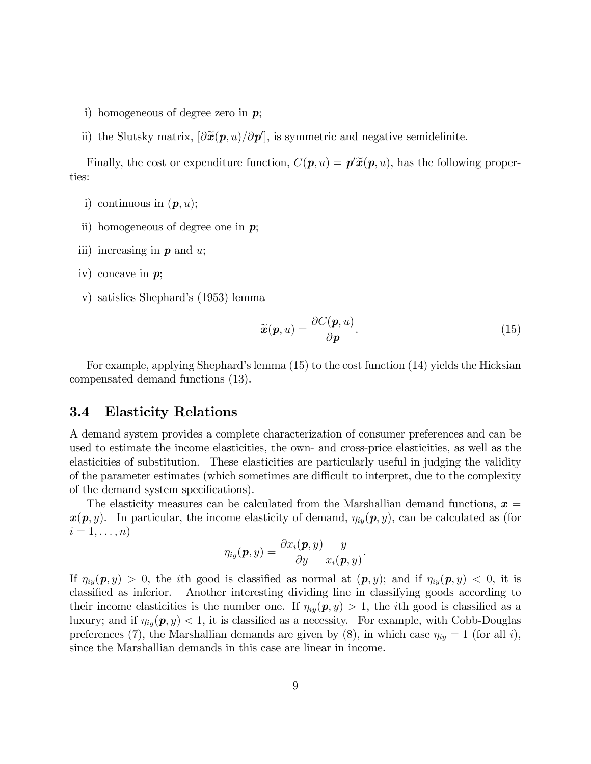i) homogeneous of degree zero in $\boldsymbol{p}$;

ii) the Slutsky matrix, $[\partial\widetilde{\boldsymbol{x}}(\boldsymbol{p},u)/\partial\boldsymbol{p}']$, is symmetric and negative semidefinite.

Finally, the cost or expenditure function, $C(\boldsymbol{p},u) = \boldsymbol{p}'\widetilde{\boldsymbol{x}}(\boldsymbol{p},u)$, has the following properties:

i) continuous in $(\boldsymbol{p},u)$;

ii) homogeneous of degree one in $\boldsymbol{p}$;

iii) increasing in $\boldsymbol{p}$ and $u$;

iv) concave in $\boldsymbol{p}$;

v) satisfies Shephard's (1953) lemma

$$\widetilde{\boldsymbol{x}}(\boldsymbol{p},u) = \frac{\partial C(\boldsymbol{p},u)}{\partial \boldsymbol{p}}. \tag{15}$$

For example, applying Shephard's lemma (15) to the cost function (14) yields the Hicksian compensated demand functions (13).

### 3.4 Elasticity Relations

A demand system provides a complete characterization of consumer preferences and can be used to estimate the income elasticities, the own- and cross-price elasticities, as well as the elasticities of substitution. These elasticities are particularly useful in judging the validity of the parameter estimates (which sometimes are difficult to interpret, due to the complexity of the demand system specifications).

The elasticity measures can be calculated from the Marshallian demand functions, $\boldsymbol{x} = \boldsymbol{x}(\boldsymbol{p},y)$. In particular, the income elasticity of demand, $\eta_{iy}(\boldsymbol{p},y)$, can be calculated as (for $i = 1,\ldots,n$)

$$\eta_{iy}(\boldsymbol{p},y) = \frac{\partial x_i(\boldsymbol{p},y)}{\partial y}\frac{y}{x_i(\boldsymbol{p},y)}.$$

If $\eta_{iy}(\boldsymbol{p},y) > 0$, the $i$th good is classified as normal at $(\boldsymbol{p},y)$; and if $\eta_{iy}(\boldsymbol{p},y) < 0$, it is classified as inferior. Another interesting dividing line in classifying goods according to their income elasticities is the number one. If $\eta_{iy}(\boldsymbol{p},y) > 1$, the $i$th good is classified as a luxury; and if $\eta_{iy}(\boldsymbol{p},y) < 1$, it is classified as a necessity. For example, with Cobb-Douglas preferences (7), the Marshallian demands are given by (8), in which case $\eta_{iy} = 1$ (for all $i$), since the Marshallian demands in this case are linear in income.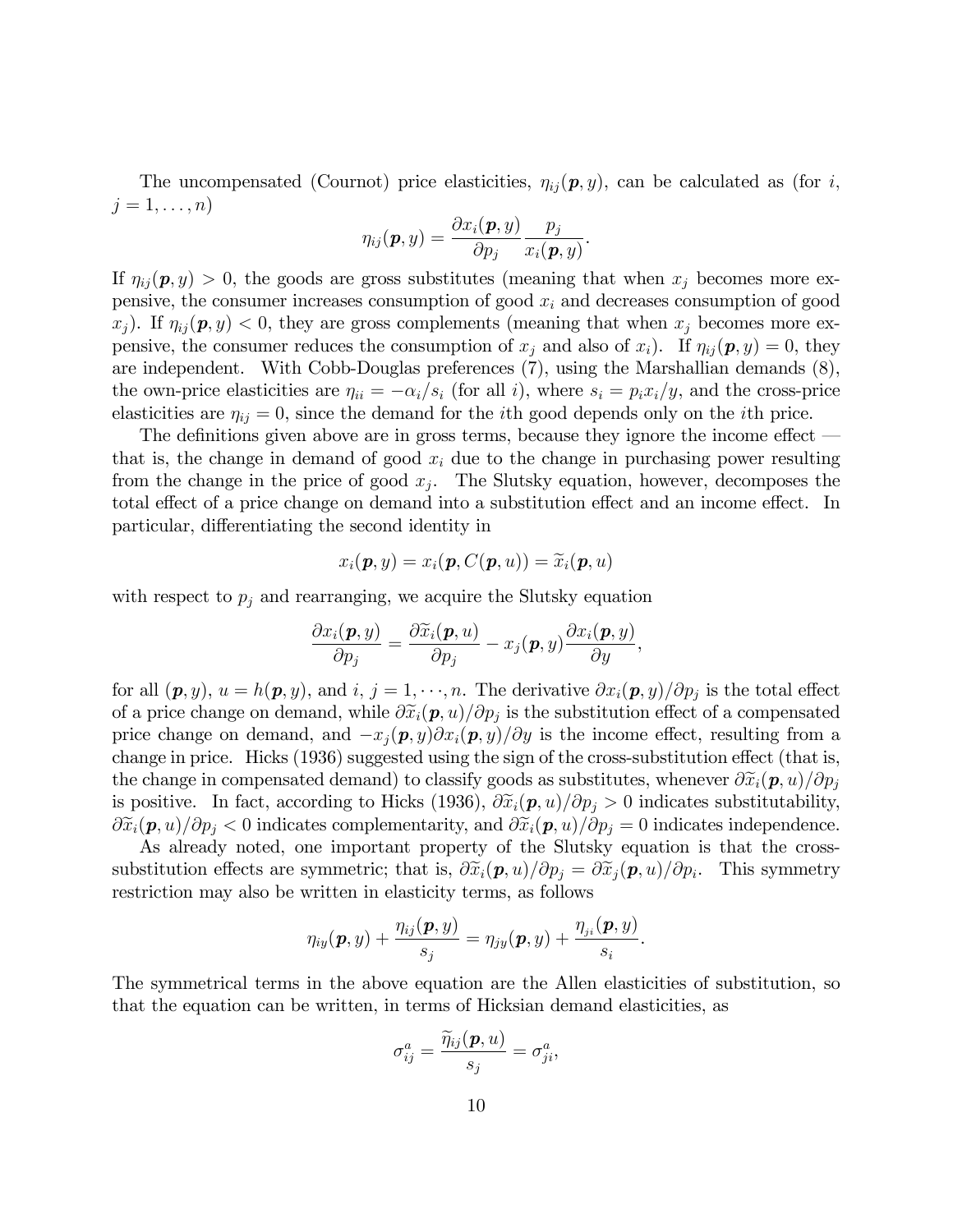The uncompensated (Cournot) price elasticities, $\eta_{ij}(\boldsymbol{p}, y)$, can be calculated as (for $i$, $j = 1, \ldots, n$)

$$\eta_{ij}(\boldsymbol{p}, y) = \frac{\partial x_i(\boldsymbol{p}, y)}{\partial p_j} \frac{p_j}{x_i(\boldsymbol{p}, y)}.$$

If $\eta_{ij}(\boldsymbol{p}, y) > 0$, the goods are gross substitutes (meaning that when $x_j$ becomes more expensive, the consumer increases consumption of good $x_i$ and decreases consumption of good $x_j$). If $\eta_{ij}(\boldsymbol{p}, y) < 0$, they are gross complements (meaning that when $x_j$ becomes more expensive, the consumer reduces the consumption of $x_j$ and also of $x_i$). If $\eta_{ij}(\boldsymbol{p}, y) = 0$, they are independent. With Cobb-Douglas preferences (7), using the Marshallian demands (8), the own-price elasticities are $\eta_{ii} = -\alpha_i/s_i$ (for all $i$), where $s_i = p_i x_i / y$, and the cross-price elasticities are $\eta_{ij} = 0$, since the demand for the $i$th good depends only on the $i$th price.

The definitions given above are in gross terms, because they ignore the income effect — that is, the change in demand of good $x_i$ due to the change in purchasing power resulting from the change in the price of good $x_j$. The Slutsky equation, however, decomposes the total effect of a price change on demand into a substitution effect and an income effect. In particular, differentiating the second identity in

$$x_i(\boldsymbol{p}, y) = x_i(\boldsymbol{p}, C(\boldsymbol{p}, u)) = \widetilde{x}_i(\boldsymbol{p}, u)$$

with respect to $p_j$ and rearranging, we acquire the Slutsky equation

$$\frac{\partial x_i(\boldsymbol{p}, y)}{\partial p_j} = \frac{\partial \widetilde{x}_i(\boldsymbol{p}, u)}{\partial p_j} - x_j(\boldsymbol{p}, y) \frac{\partial x_i(\boldsymbol{p}, y)}{\partial y},$$

for all $(\boldsymbol{p}, y)$, $u = h(\boldsymbol{p}, y)$, and $i, j = 1, \cdots, n$. The derivative $\partial x_i(\boldsymbol{p}, y)/\partial p_j$ is the total effect of a price change on demand, while $\partial \widetilde{x}_i(\boldsymbol{p}, u)/\partial p_j$ is the substitution effect of a compensated price change on demand, and $-x_j(\boldsymbol{p}, y)\partial x_i(\boldsymbol{p}, y)/\partial y$ is the income effect, resulting from a change in price. Hicks (1936) suggested using the sign of the cross-substitution effect (that is, the change in compensated demand) to classify goods as substitutes, whenever $\partial \widetilde{x}_i(\boldsymbol{p}, u)/\partial p_j$ is positive. In fact, according to Hicks (1936), $\partial \widetilde{x}_i(\boldsymbol{p}, u)/\partial p_j > 0$ indicates substitutability, $\partial \widetilde{x}_i(\boldsymbol{p}, u)/\partial p_j < 0$ indicates complementarity, and $\partial \widetilde{x}_i(\boldsymbol{p}, u)/\partial p_j = 0$ indicates independence.

As already noted, one important property of the Slutsky equation is that the cross-substitution effects are symmetric; that is, $\partial \widetilde{x}_i(\boldsymbol{p}, u)/\partial p_j = \partial \widetilde{x}_j(\boldsymbol{p}, u)/\partial p_i$. This symmetry restriction may also be written in elasticity terms, as follows

$$\eta_{iy}(\boldsymbol{p}, y) + \frac{\eta_{ij}(\boldsymbol{p}, y)}{s_j} = \eta_{jy}(\boldsymbol{p}, y) + \frac{\eta_{ji}(\boldsymbol{p}, y)}{s_i}.$$

The symmetrical terms in the above equation are the Allen elasticities of substitution, so that the equation can be written, in terms of Hicksian demand elasticities, as

$$\sigma_{ij}^a = \frac{\widetilde{\eta}_{ij}(\boldsymbol{p}, u)}{s_j} = \sigma_{ji}^a,$$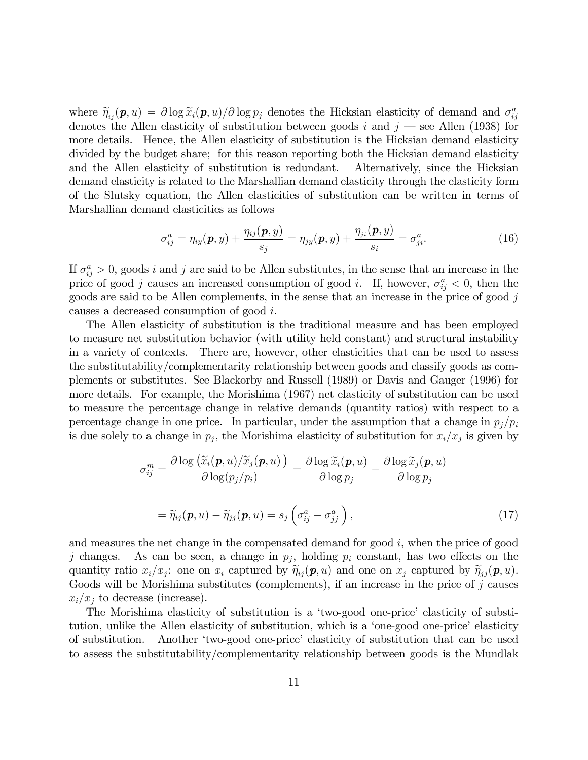where $\widetilde{\eta}_{ij}(\boldsymbol{p}, u) = \partial \log \widetilde{x}_i(\boldsymbol{p}, u)/\partial \log p_j$ denotes the Hicksian elasticity of demand and $\sigma^a_{ij}$ denotes the Allen elasticity of substitution between goods $i$ and $j$ — see Allen (1938) for more details. Hence, the Allen elasticity of substitution is the Hicksian demand elasticity divided by the budget share; for this reason reporting both the Hicksian demand elasticity and the Allen elasticity of substitution is redundant. Alternatively, since the Hicksian demand elasticity is related to the Marshallian demand elasticity through the elasticity form of the Slutsky equation, the Allen elasticities of substitution can be written in terms of Marshallian demand elasticities as follows

$$\sigma^a_{ij} = \eta_{iy}(\boldsymbol{p}, y) + \frac{\eta_{ij}(\boldsymbol{p}, y)}{s_j} = \eta_{jy}(\boldsymbol{p}, y) + \frac{\eta_{ji}(\boldsymbol{p}, y)}{s_i} = \sigma^a_{ji}. \tag{16}$$

If $\sigma^a_{ij} > 0$, goods $i$ and $j$ are said to be Allen substitutes, in the sense that an increase in the price of good $j$ causes an increased consumption of good $i$. If, however, $\sigma^a_{ij} < 0$, then the goods are said to be Allen complements, in the sense that an increase in the price of good $j$ causes a decreased consumption of good $i$.

The Allen elasticity of substitution is the traditional measure and has been employed to measure net substitution behavior (with utility held constant) and structural instability in a variety of contexts. There are, however, other elasticities that can be used to assess the substitutability/complementarity relationship between goods and classify goods as complements or substitutes. See Blackorby and Russell (1989) or Davis and Gauger (1996) for more details. For example, the Morishima (1967) net elasticity of substitution can be used to measure the percentage change in relative demands (quantity ratios) with respect to a percentage change in one price. In particular, under the assumption that a change in $p_j/p_i$ is due solely to a change in $p_j$, the Morishima elasticity of substitution for $x_i/x_j$ is given by

$$\begin{aligned}
\sigma^m_{ij} &= \frac{\partial \log \left( \widetilde{x}_i(\boldsymbol{p}, u)/\widetilde{x}_j(\boldsymbol{p}, u) \right)}{\partial \log (p_j/p_i)} = \frac{\partial \log \widetilde{x}_i(\boldsymbol{p}, u)}{\partial \log p_j} - \frac{\partial \log \widetilde{x}_j(\boldsymbol{p}, u)}{\partial \log p_j} \\
&= \widetilde{\eta}_{ij}(\boldsymbol{p}, u) - \widetilde{\eta}_{jj}(\boldsymbol{p}, u) = s_j \left( \sigma^a_{ij} - \sigma^a_{jj} \right),
\end{aligned} \tag{17}$$

and measures the net change in the compensated demand for good $i$, when the price of good $j$ changes. As can be seen, a change in $p_j$, holding $p_i$ constant, has two effects on the quantity ratio $x_i/x_j$: one on $x_i$ captured by $\widetilde{\eta}_{ij}(\boldsymbol{p}, u)$ and one on $x_j$ captured by $\widetilde{\eta}_{jj}(\boldsymbol{p}, u)$. Goods will be Morishima substitutes (complements), if an increase in the price of $j$ causes $x_i/x_j$ to decrease (increase).

The Morishima elasticity of substitution is a 'two-good one-price' elasticity of substitution, unlike the Allen elasticity of substitution, which is a 'one-good one-price' elasticity of substitution. Another 'two-good one-price' elasticity of substitution that can be used to assess the substitutability/complementarity relationship between goods is the Mundlak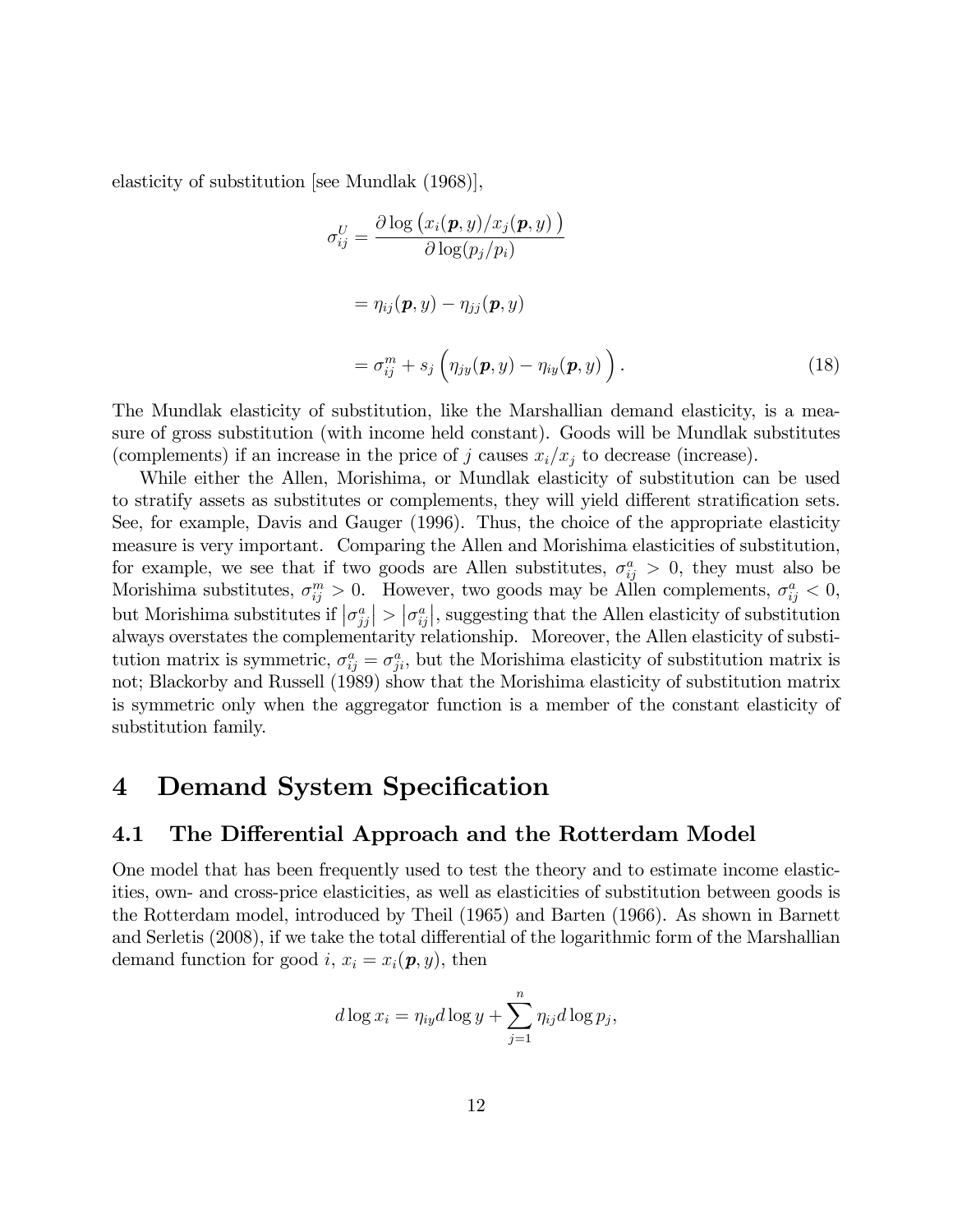elasticity of substitution [see Mundlak (1968)],

$$
\begin{aligned}
\sigma_{ij}^{U} &= \frac{\partial \log \big( x_i(\boldsymbol{p}, y)/x_j(\boldsymbol{p}, y) \big)}{\partial \log (p_j/p_i)} \\
&= \eta_{ij}(\boldsymbol{p}, y) - \eta_{jj}(\boldsymbol{p}, y) \\
&= \sigma_{ij}^{m} + s_j \Big( \eta_{jy}(\boldsymbol{p}, y) - \eta_{iy}(\boldsymbol{p}, y) \Big). \qquad (18)
\end{aligned}
$$

The Mundlak elasticity of substitution, like the Marshallian demand elasticity, is a measure of gross substitution (with income held constant). Goods will be Mundlak substitutes (complements) if an increase in the price of $j$ causes $x_i/x_j$ to decrease (increase).

While either the Allen, Morishima, or Mundlak elasticity of substitution can be used to stratify assets as substitutes or complements, they will yield different stratification sets. See, for example, Davis and Gauger (1996). Thus, the choice of the appropriate elasticity measure is very important. Comparing the Allen and Morishima elasticities of substitution, for example, we see that if two goods are Allen substitutes, $\sigma_{ij}^{a} > 0$, they must also be Morishima substitutes, $\sigma_{ij}^{m} > 0$. However, two goods may be Allen complements, $\sigma_{ij}^{a} < 0$, but Morishima substitutes if $\left|\sigma_{jj}^{a}\right| > \left|\sigma_{ij}^{a}\right|$, suggesting that the Allen elasticity of substitution always overstates the complementarity relationship. Moreover, the Allen elasticity of substitution matrix is symmetric, $\sigma_{ij}^{a} = \sigma_{ji}^{a}$, but the Morishima elasticity of substitution matrix is not; Blackorby and Russell (1989) show that the Morishima elasticity of substitution matrix is symmetric only when the aggregator function is a member of the constant elasticity of substitution family.

# 4 Demand System Specification

## 4.1 The Differential Approach and the Rotterdam Model

One model that has been frequently used to test the theory and to estimate income elasticities, own- and cross-price elasticities, as well as elasticities of substitution between goods is the Rotterdam model, introduced by Theil (1965) and Barten (1966). As shown in Barnett and Serletis (2008), if we take the total differential of the logarithmic form of the Marshallian demand function for good $i$, $x_i = x_i(\boldsymbol{p}, y)$, then

$$
d \log x_i = \eta_{iy} d \log y + \sum_{j=1}^{n} \eta_{ij} d \log p_j,
$$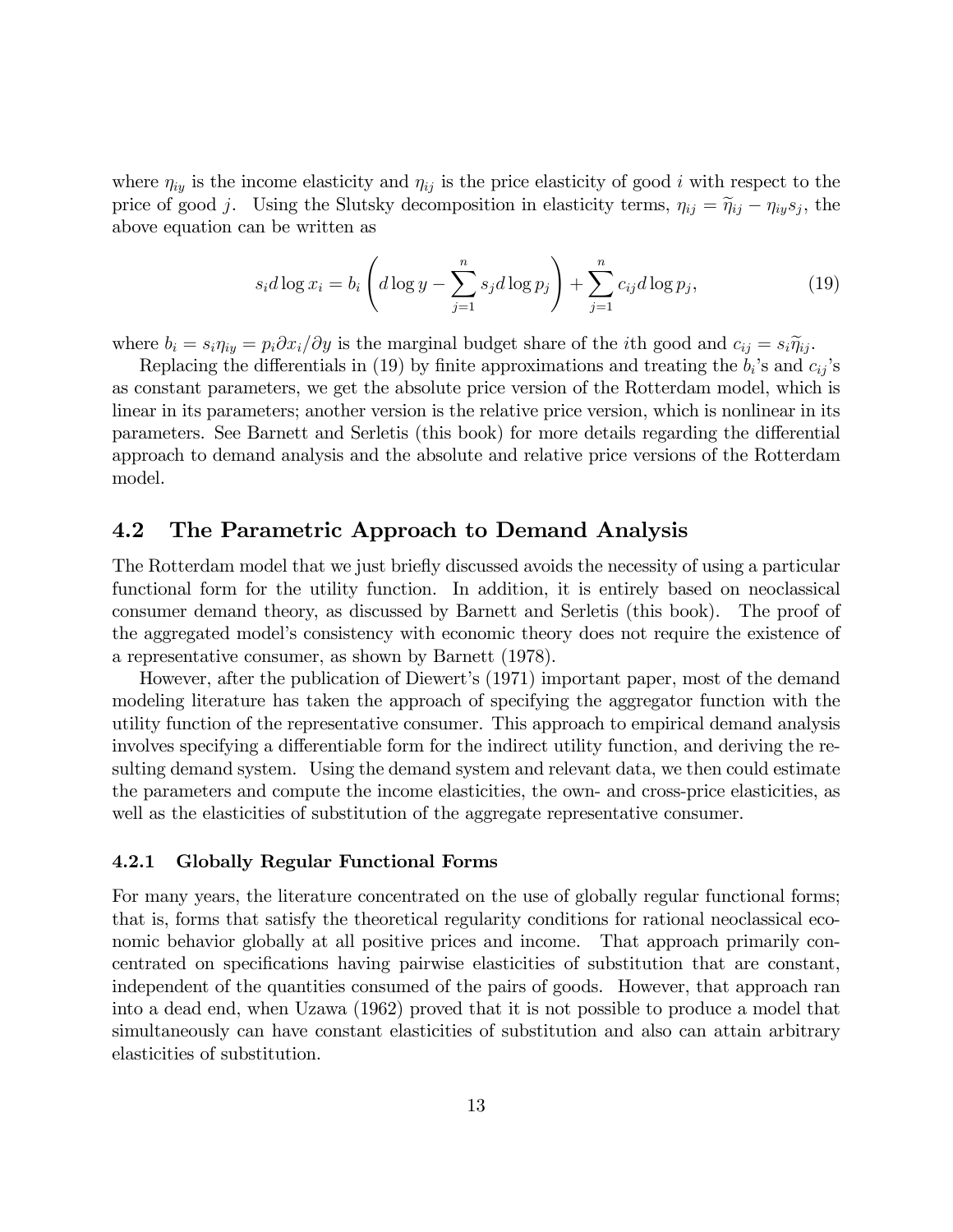where $\eta_{iy}$ is the income elasticity and $\eta_{ij}$ is the price elasticity of good $i$ with respect to the price of good $j$. Using the Slutsky decomposition in elasticity terms, $\eta_{ij} = \widetilde{\eta}_{ij} - \eta_{iy}s_j$, the above equation can be written as

$$s_i d \log x_i = b_i \left( d \log y - \sum_{j=1}^{n} s_j d \log p_j \right) + \sum_{j=1}^{n} c_{ij} d \log p_j, \tag{19}$$

where $b_i = s_i \eta_{iy} = p_i \partial x_i / \partial y$ is the marginal budget share of the $i$th good and $c_{ij} = s_i \widetilde{\eta}_{ij}$.

Replacing the differentials in (19) by finite approximations and treating the $b_i$'s and $c_{ij}$'s as constant parameters, we get the absolute price version of the Rotterdam model, which is linear in its parameters; another version is the relative price version, which is nonlinear in its parameters. See Barnett and Serletis (this book) for more details regarding the differential approach to demand analysis and the absolute and relative price versions of the Rotterdam model.

## 4.2 The Parametric Approach to Demand Analysis

The Rotterdam model that we just briefly discussed avoids the necessity of using a particular functional form for the utility function. In addition, it is entirely based on neoclassical consumer demand theory, as discussed by Barnett and Serletis (this book). The proof of the aggregated model's consistency with economic theory does not require the existence of a representative consumer, as shown by Barnett (1978).

However, after the publication of Diewert's (1971) important paper, most of the demand modeling literature has taken the approach of specifying the aggregator function with the utility function of the representative consumer. This approach to empirical demand analysis involves specifying a differentiable form for the indirect utility function, and deriving the resulting demand system. Using the demand system and relevant data, we then could estimate the parameters and compute the income elasticities, the own- and cross-price elasticities, as well as the elasticities of substitution of the aggregate representative consumer.

### 4.2.1 Globally Regular Functional Forms

For many years, the literature concentrated on the use of globally regular functional forms; that is, forms that satisfy the theoretical regularity conditions for rational neoclassical economic behavior globally at all positive prices and income. That approach primarily concentrated on specifications having pairwise elasticities of substitution that are constant, independent of the quantities consumed of the pairs of goods. However, that approach ran into a dead end, when Uzawa (1962) proved that it is not possible to produce a model that simultaneously can have constant elasticities of substitution and also can attain arbitrary elasticities of substitution.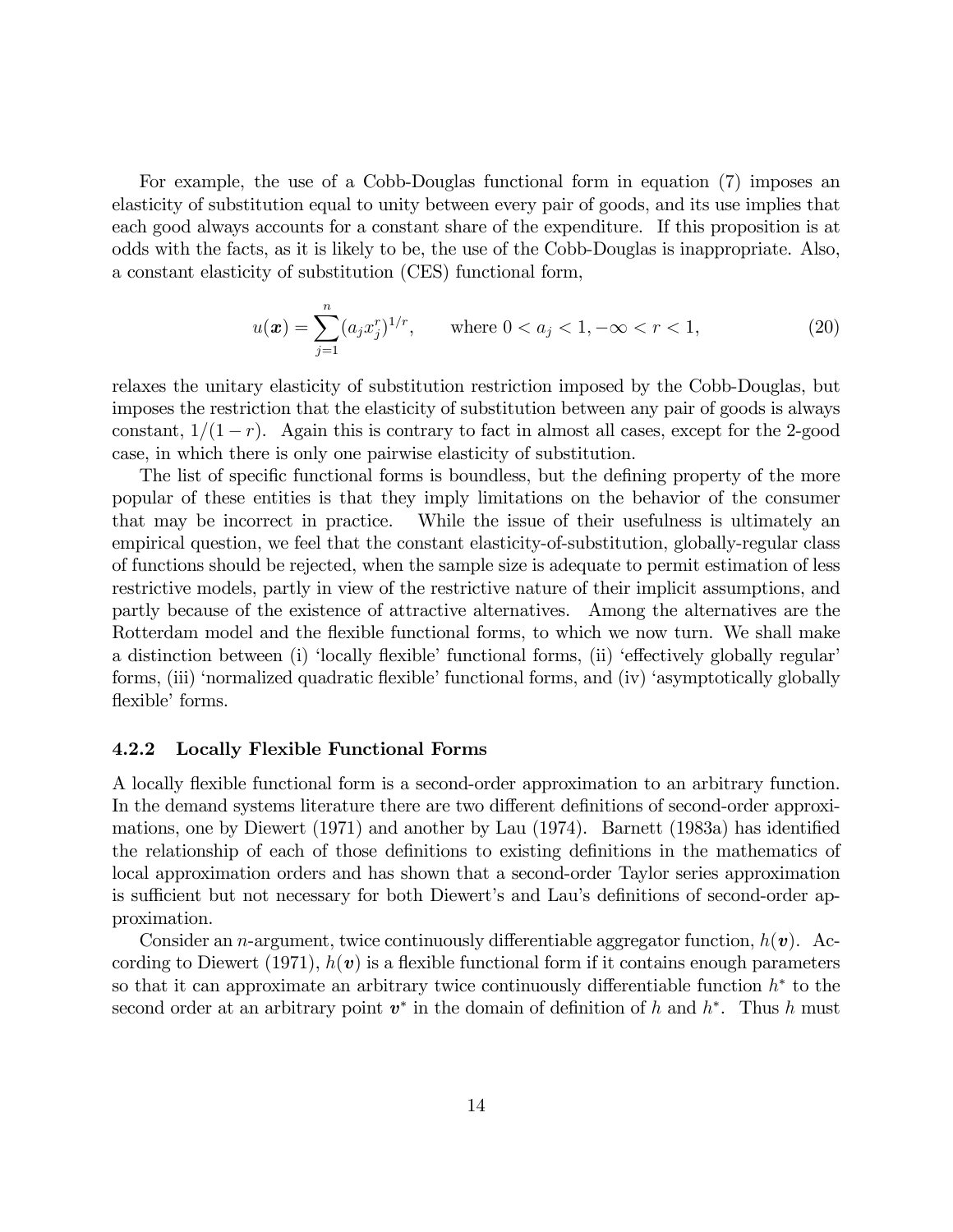For example, the use of a Cobb-Douglas functional form in equation (7) imposes an elasticity of substitution equal to unity between every pair of goods, and its use implies that each good always accounts for a constant share of the expenditure. If this proposition is at odds with the facts, as it is likely to be, the use of the Cobb-Douglas is inappropriate. Also, a constant elasticity of substitution (CES) functional form,

$$u(\boldsymbol{x}) = \sum_{j=1}^{n} (a_j x_j^r)^{1/r}, \qquad \text{where } 0 < a_j < 1, -\infty < r < 1, \tag{20}$$

relaxes the unitary elasticity of substitution restriction imposed by the Cobb-Douglas, but imposes the restriction that the elasticity of substitution between any pair of goods is always constant, $1/(1-r)$. Again this is contrary to fact in almost all cases, except for the 2-good case, in which there is only one pairwise elasticity of substitution.

The list of specific functional forms is boundless, but the defining property of the more popular of these entities is that they imply limitations on the behavior of the consumer that may be incorrect in practice. While the issue of their usefulness is ultimately an empirical question, we feel that the constant elasticity-of-substitution, globally-regular class of functions should be rejected, when the sample size is adequate to permit estimation of less restrictive models, partly in view of the restrictive nature of their implicit assumptions, and partly because of the existence of attractive alternatives. Among the alternatives are the Rotterdam model and the flexible functional forms, to which we now turn. We shall make a distinction between (i) 'locally flexible' functional forms, (ii) 'effectively globally regular' forms, (iii) 'normalized quadratic flexible' functional forms, and (iv) 'asymptotically globally flexible' forms.

### 4.2.2 Locally Flexible Functional Forms

A locally flexible functional form is a second-order approximation to an arbitrary function. In the demand systems literature there are two different definitions of second-order approximations, one by Diewert (1971) and another by Lau (1974). Barnett (1983a) has identified the relationship of each of those definitions to existing definitions in the mathematics of local approximation orders and has shown that a second-order Taylor series approximation is sufficient but not necessary for both Diewert's and Lau's definitions of second-order approximation.

Consider an $n$-argument, twice continuously differentiable aggregator function, $h(\boldsymbol{v})$. According to Diewert (1971), $h(\boldsymbol{v})$ is a flexible functional form if it contains enough parameters so that it can approximate an arbitrary twice continuously differentiable function $h^*$ to the second order at an arbitrary point $\boldsymbol{v}^*$ in the domain of definition of $h$ and $h^*$. Thus $h$ must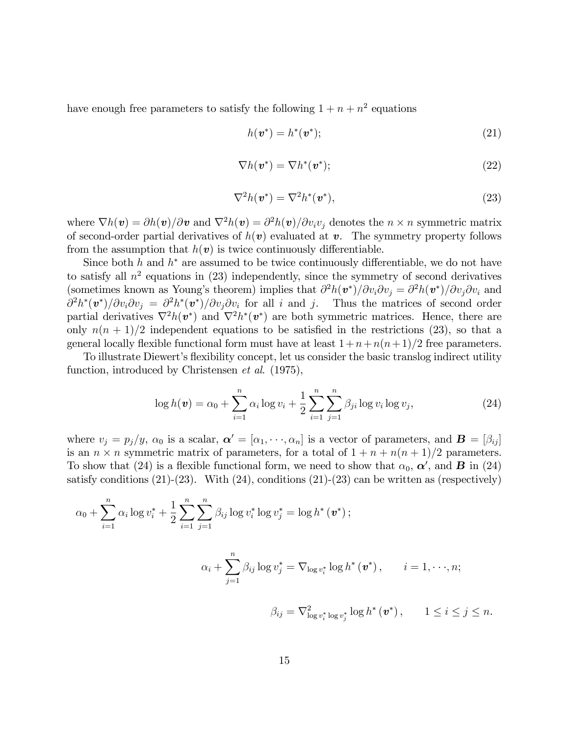have enough free parameters to satisfy the following $1 + n + n^2$ equations

$$h(\boldsymbol{v}^*) = h^*(\boldsymbol{v}^*); \tag{21}$$

$$\nabla h(\boldsymbol{v}^*) = \nabla h^*(\boldsymbol{v}^*); \tag{22}$$

$$\nabla^2 h(\boldsymbol{v}^*) = \nabla^2 h^*(\boldsymbol{v}^*), \tag{23}$$

where $\nabla h(\boldsymbol{v}) = \partial h(\boldsymbol{v})/\partial \boldsymbol{v}$ and $\nabla^2 h(\boldsymbol{v}) = \partial^2 h(\boldsymbol{v})/\partial v_i v_j$ denotes the $n \times n$ symmetric matrix of second-order partial derivatives of $h(\boldsymbol{v})$ evaluated at $\boldsymbol{v}$. The symmetry property follows from the assumption that $h(\boldsymbol{v})$ is twice continuously differentiable.

Since both $h$ and $h^*$ are assumed to be twice continuously differentiable, we do not have to satisfy all $n^2$ equations in (23) independently, since the symmetry of second derivatives (sometimes known as Young's theorem) implies that $\partial^2 h(\boldsymbol{v}^*)/\partial v_i \partial v_j = \partial^2 h(\boldsymbol{v}^*)/\partial v_j \partial v_i$ and $\partial^2 h^*(\boldsymbol{v}^*)/\partial v_i \partial v_j = \partial^2 h^*(\boldsymbol{v}^*)/\partial v_j \partial v_i$ for all $i$ and $j$. Thus the matrices of second order partial derivatives $\nabla^2 h(\boldsymbol{v}^*)$ and $\nabla^2 h^*(\boldsymbol{v}^*)$ are both symmetric matrices. Hence, there are only $n(n+1)/2$ independent equations to be satisfied in the restrictions (23), so that a general locally flexible functional form must have at least $1+n+n(n+1)/2$ free parameters.

To illustrate Diewert's flexibility concept, let us consider the basic translog indirect utility function, introduced by Christensen *et al*. (1975),

$$\log h(\boldsymbol{v}) = \alpha_0 + \sum_{i=1}^{n} \alpha_i \log v_i + \frac{1}{2} \sum_{i=1}^{n} \sum_{j=1}^{n} \beta_{ji} \log v_i \log v_j, \tag{24}$$

where $v_j = p_j/y$, $\alpha_0$ is a scalar, $\boldsymbol{\alpha}' = [\alpha_1, \cdots, \alpha_n]$ is a vector of parameters, and $\boldsymbol{B} = [\beta_{ij}]$ is an $n \times n$ symmetric matrix of parameters, for a total of $1 + n + n(n+1)/2$ parameters. To show that (24) is a flexible functional form, we need to show that $\alpha_0$, $\boldsymbol{\alpha}'$, and $\boldsymbol{B}$ in (24) satisfy conditions (21)-(23). With (24), conditions (21)-(23) can be written as (respectively)

$$\alpha_0 + \sum_{i=1}^{n} \alpha_i \log v_i^* + \frac{1}{2} \sum_{i=1}^{n} \sum_{j=1}^{n} \beta_{ij} \log v_i^* \log v_j^* = \log h^*\left(\boldsymbol{v}^*\right);$$

$$\alpha_i + \sum_{j=1}^{n} \beta_{ij} \log v_j^* = \nabla_{\log v_i^*} \log h^*\left(\boldsymbol{v}^*\right), \qquad i = 1, \cdots, n;$$

$$\beta_{ij} = \nabla^2_{\log v_i^* \log v_j^*} \log h^*\left(\boldsymbol{v}^*\right), \qquad 1 \leq i \leq j \leq n.$$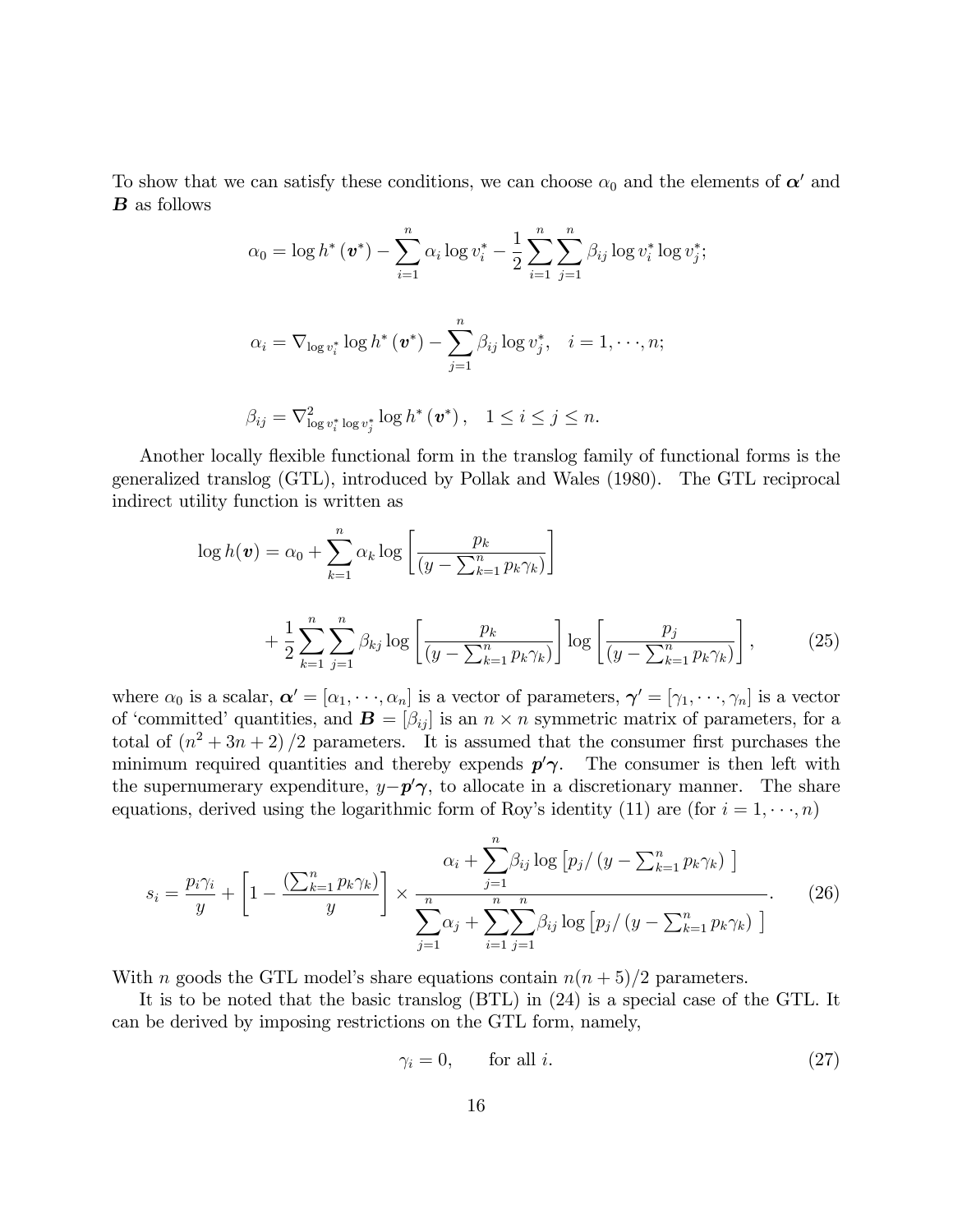To show that we can satisfy these conditions, we can choose $\alpha_0$ and the elements of $\boldsymbol{\alpha}'$ and $\boldsymbol{B}$ as follows

$$\alpha_0 = \log h^*(\boldsymbol{v}^*) - \sum_{i=1}^{n} \alpha_i \log v_i^* - \frac{1}{2}\sum_{i=1}^{n}\sum_{j=1}^{n} \beta_{ij} \log v_i^* \log v_j^*;$$

$$\alpha_i = \nabla_{\log v_i^*} \log h^*(\boldsymbol{v}^*) - \sum_{j=1}^{n} \beta_{ij} \log v_j^*, \quad i = 1, \cdots, n;$$

$$\beta_{ij} = \nabla^2_{\log v_i^* \log v_j^*} \log h^*(\boldsymbol{v}^*), \quad 1 \leq i \leq j \leq n.$$

Another locally flexible functional form in the translog family of functional forms is the generalized translog (GTL), introduced by Pollak and Wales (1980). The GTL reciprocal indirect utility function is written as

$$\log h(\boldsymbol{v}) = \alpha_0 + \sum_{k=1}^{n} \alpha_k \log \left[ \frac{p_k}{(y - \sum_{k=1}^{n} p_k \gamma_k)} \right]$$

$$+ \frac{1}{2}\sum_{k=1}^{n}\sum_{j=1}^{n} \beta_{kj} \log \left[ \frac{p_k}{(y - \sum_{k=1}^{n} p_k \gamma_k)} \right] \log \left[ \frac{p_j}{(y - \sum_{k=1}^{n} p_k \gamma_k)} \right], \tag{25}$$

where $\alpha_0$ is a scalar, $\boldsymbol{\alpha}' = [\alpha_1, \cdots, \alpha_n]$ is a vector of parameters, $\boldsymbol{\gamma}' = [\gamma_1, \cdots, \gamma_n]$ is a vector of 'committed' quantities, and $\boldsymbol{B} = [\beta_{ij}]$ is an $n \times n$ symmetric matrix of parameters, for a total of $(n^2 + 3n + 2)/2$ parameters. It is assumed that the consumer first purchases the minimum required quantities and thereby expends $\boldsymbol{p}'\boldsymbol{\gamma}$. The consumer is then left with the supernumerary expenditure, $y - \boldsymbol{p}'\boldsymbol{\gamma}$, to allocate in a discretionary manner. The share equations, derived using the logarithmic form of Roy's identity (11) are (for $i = 1, \cdots, n$)

$$s_i = \frac{p_i \gamma_i}{y} + \left[ 1 - \frac{(\sum_{k=1}^{n} p_k \gamma_k)}{y} \right] \times \frac{\alpha_i + \sum_{j=1}^{n} \beta_{ij} \log \left[ p_j / (y - \sum_{k=1}^{n} p_k \gamma_k) \right]}{\sum_{j=1}^{n} \alpha_j + \sum_{i=1}^{n}\sum_{j=1}^{n} \beta_{ij} \log \left[ p_j / (y - \sum_{k=1}^{n} p_k \gamma_k) \right]}. \tag{26}$$

With $n$ goods the GTL model's share equations contain $n(n+5)/2$ parameters.

It is to be noted that the basic translog (BTL) in (24) is a special case of the GTL. It can be derived by imposing restrictions on the GTL form, namely,

$$\gamma_i = 0, \qquad \text{for all } i. \tag{27}$$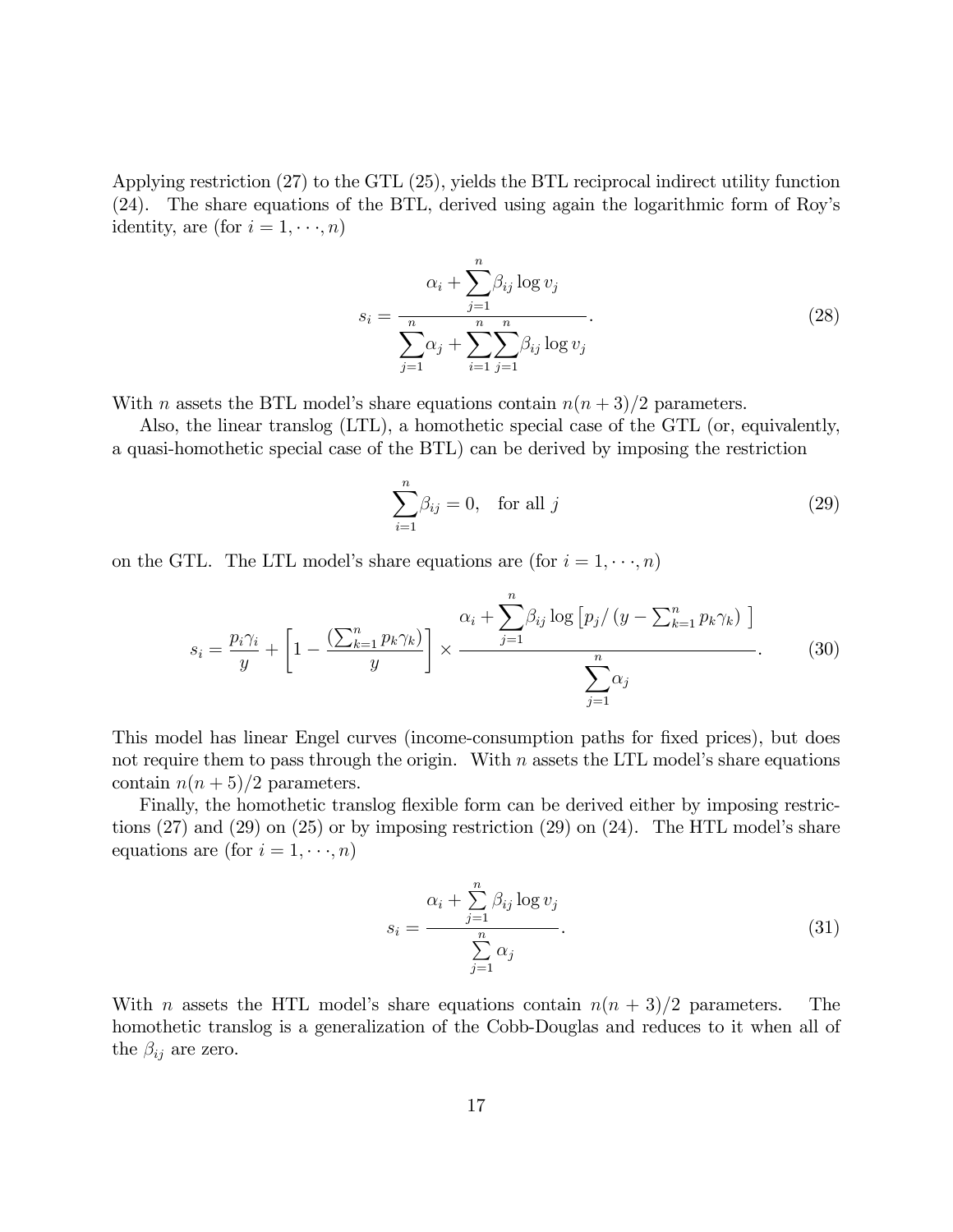Applying restriction (27) to the GTL (25), yields the BTL reciprocal indirect utility function (24). The share equations of the BTL, derived using again the logarithmic form of Roy's identity, are (for $i = 1, \cdots, n$)

$$s_i = \frac{\alpha_i + \sum_{j=1}^{n} \beta_{ij} \log v_j}{\sum_{j=1}^{n} \alpha_j + \sum_{i=1}^{n} \sum_{j=1}^{n} \beta_{ij} \log v_j}. \tag{28}$$

With $n$ assets the BTL model's share equations contain $n(n+3)/2$ parameters.

Also, the linear translog (LTL), a homothetic special case of the GTL (or, equivalently, a quasi-homothetic special case of the BTL) can be derived by imposing the restriction

$$\sum_{i=1}^{n} \beta_{ij} = 0, \quad \text{for all } j \tag{29}$$

on the GTL. The LTL model's share equations are (for $i = 1, \cdots, n$)

$$s_i = \frac{p_i \gamma_i}{y} + \left[1 - \frac{\left(\sum_{k=1}^{n} p_k \gamma_k\right)}{y}\right] \times \frac{\alpha_i + \sum_{j=1}^{n} \beta_{ij} \log \left[p_j / \left(y - \sum_{k=1}^{n} p_k \gamma_k\right)\right]}{\sum_{j=1}^{n} \alpha_j}. \tag{30}$$

This model has linear Engel curves (income-consumption paths for fixed prices), but does not require them to pass through the origin. With $n$ assets the LTL model's share equations contain $n(n+5)/2$ parameters.

Finally, the homothetic translog flexible form can be derived either by imposing restrictions (27) and (29) on (25) or by imposing restriction (29) on (24). The HTL model's share equations are (for $i = 1, \cdots, n$)

$$s_i = \frac{\alpha_i + \sum_{j=1}^{n} \beta_{ij} \log v_j}{\sum_{j=1}^{n} \alpha_j}. \tag{31}$$

With $n$ assets the HTL model's share equations contain $n(n+3)/2$ parameters. The homothetic translog is a generalization of the Cobb-Douglas and reduces to it when all of the $\beta_{ij}$ are zero.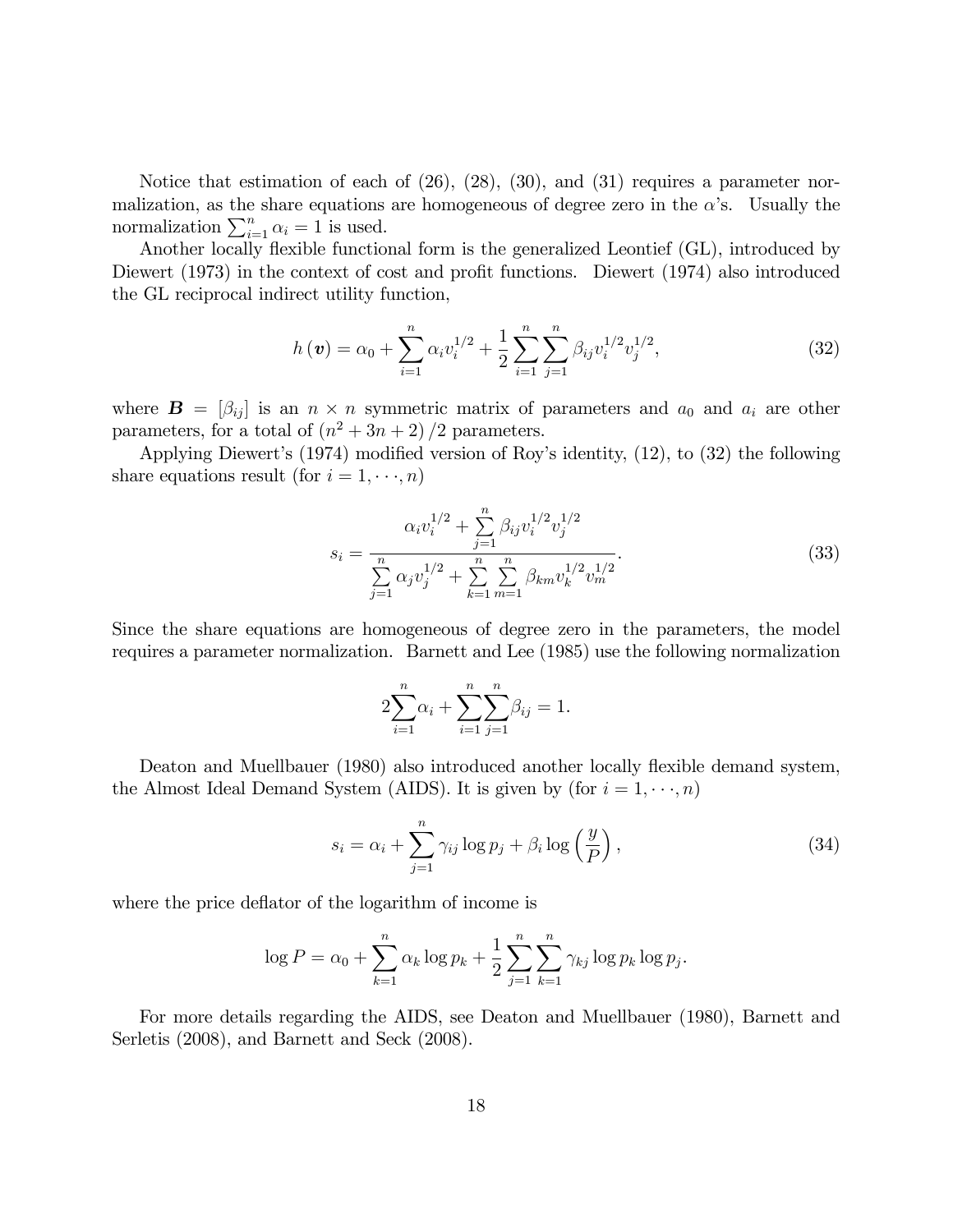Notice that estimation of each of (26), (28), (30), and (31) requires a parameter normalization, as the share equations are homogeneous of degree zero in the $\alpha$'s. Usually the normalization $\sum_{i=1}^{n} \alpha_i = 1$ is used.

Another locally flexible functional form is the generalized Leontief (GL), introduced by Diewert (1973) in the context of cost and profit functions. Diewert (1974) also introduced the GL reciprocal indirect utility function,

$$h(\boldsymbol{v}) = \alpha_0 + \sum_{i=1}^{n} \alpha_i v_i^{1/2} + \frac{1}{2} \sum_{i=1}^{n} \sum_{j=1}^{n} \beta_{ij} v_i^{1/2} v_j^{1/2}, \tag{32}$$

where $\boldsymbol{B} = [\beta_{ij}]$ is an $n \times n$ symmetric matrix of parameters and $a_0$ and $a_i$ are other parameters, for a total of $(n^2 + 3n + 2)/2$ parameters.

Applying Diewert's (1974) modified version of Roy's identity, (12), to (32) the following share equations result (for $i = 1, \cdots, n$)

$$s_i = \frac{\alpha_i v_i^{1/2} + \sum_{j=1}^{n} \beta_{ij} v_i^{1/2} v_j^{1/2}}{\sum_{j=1}^{n} \alpha_j v_j^{1/2} + \sum_{k=1}^{n} \sum_{m=1}^{n} \beta_{km} v_k^{1/2} v_m^{1/2}}. \tag{33}$$

Since the share equations are homogeneous of degree zero in the parameters, the model requires a parameter normalization. Barnett and Lee (1985) use the following normalization

$$2 \sum_{i=1}^{n} \alpha_i + \sum_{i=1}^{n} \sum_{j=1}^{n} \beta_{ij} = 1.$$

Deaton and Muellbauer (1980) also introduced another locally flexible demand system, the Almost Ideal Demand System (AIDS). It is given by (for $i = 1, \cdots, n$)

$$s_i = \alpha_i + \sum_{j=1}^{n} \gamma_{ij} \log p_j + \beta_i \log \left( \frac{y}{P} \right), \tag{34}$$

where the price deflator of the logarithm of income is

$$\log P = \alpha_0 + \sum_{k=1}^{n} \alpha_k \log p_k + \frac{1}{2} \sum_{j=1}^{n} \sum_{k=1}^{n} \gamma_{kj} \log p_k \log p_j.$$

For more details regarding the AIDS, see Deaton and Muellbauer (1980), Barnett and Serletis (2008), and Barnett and Seck (2008).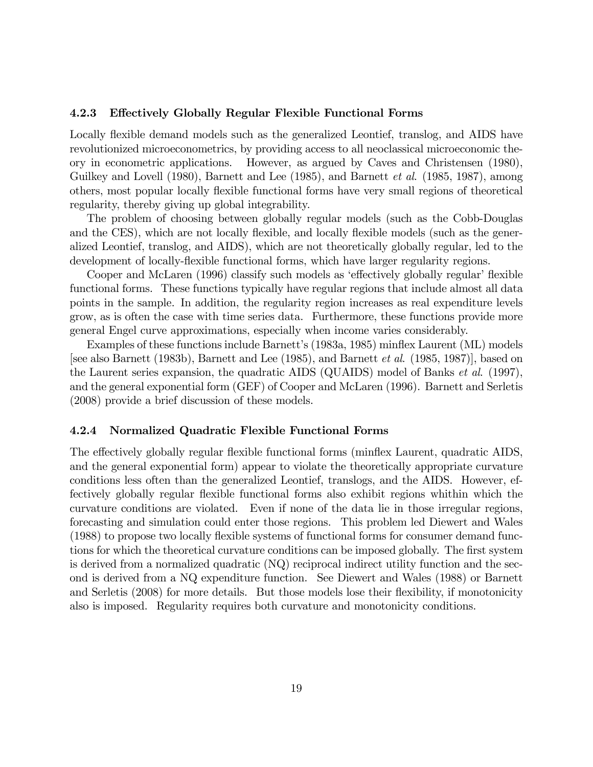### 4.2.3 Effectively Globally Regular Flexible Functional Forms

Locally flexible demand models such as the generalized Leontief, translog, and AIDS have revolutionized microeconometrics, by providing access to all neoclassical microeconomic theory in econometric applications. However, as argued by Caves and Christensen (1980), Guilkey and Lovell (1980), Barnett and Lee (1985), and Barnett *et al*. (1985, 1987), among others, most popular locally flexible functional forms have very small regions of theoretical regularity, thereby giving up global integrability.

The problem of choosing between globally regular models (such as the Cobb-Douglas and the CES), which are not locally flexible, and locally flexible models (such as the generalized Leontief, translog, and AIDS), which are not theoretically globally regular, led to the development of locally-flexible functional forms, which have larger regularity regions.

Cooper and McLaren (1996) classify such models as 'effectively globally regular' flexible functional forms. These functions typically have regular regions that include almost all data points in the sample. In addition, the regularity region increases as real expenditure levels grow, as is often the case with time series data. Furthermore, these functions provide more general Engel curve approximations, especially when income varies considerably.

Examples of these functions include Barnett's (1983a, 1985) minflex Laurent (ML) models [see also Barnett (1983b), Barnett and Lee (1985), and Barnett *et al*. (1985, 1987)], based on the Laurent series expansion, the quadratic AIDS (QUAIDS) model of Banks *et al*. (1997), and the general exponential form (GEF) of Cooper and McLaren (1996). Barnett and Serletis (2008) provide a brief discussion of these models.

### 4.2.4 Normalized Quadratic Flexible Functional Forms

The effectively globally regular flexible functional forms (minflex Laurent, quadratic AIDS, and the general exponential form) appear to violate the theoretically appropriate curvature conditions less often than the generalized Leontief, translogs, and the AIDS. However, effectively globally regular flexible functional forms also exhibit regions whithin which the curvature conditions are violated. Even if none of the data lie in those irregular regions, forecasting and simulation could enter those regions. This problem led Diewert and Wales (1988) to propose two locally flexible systems of functional forms for consumer demand functions for which the theoretical curvature conditions can be imposed globally. The first system is derived from a normalized quadratic (NQ) reciprocal indirect utility function and the second is derived from a NQ expenditure function. See Diewert and Wales (1988) or Barnett and Serletis (2008) for more details. But those models lose their flexibility, if monotonicity also is imposed. Regularity requires both curvature and monotonicity conditions.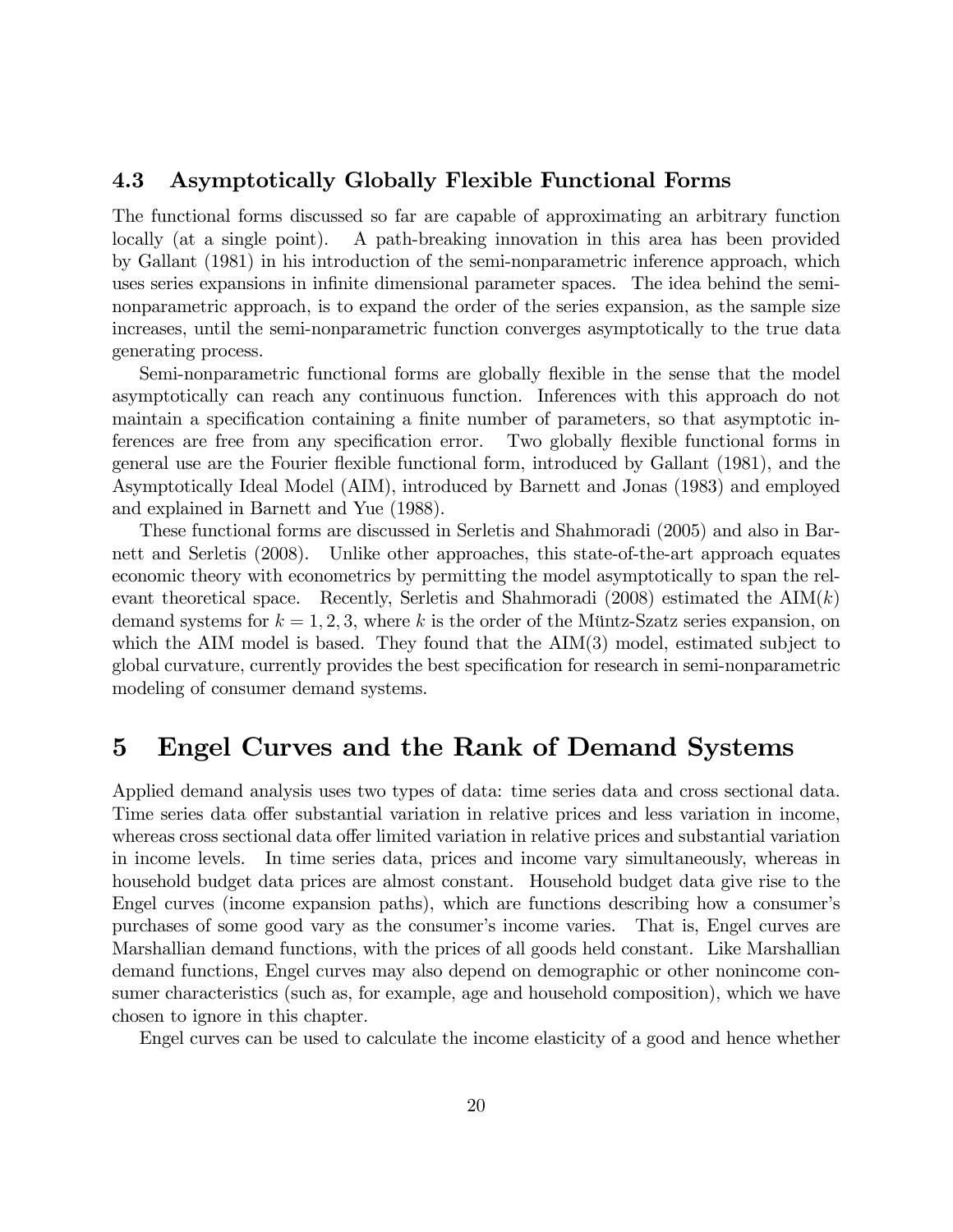### 4.3 Asymptotically Globally Flexible Functional Forms

The functional forms discussed so far are capable of approximating an arbitrary function locally (at a single point). A path-breaking innovation in this area has been provided by Gallant (1981) in his introduction of the semi-nonparametric inference approach, which uses series expansions in infinite dimensional parameter spaces. The idea behind the semi-nonparametric approach, is to expand the order of the series expansion, as the sample size increases, until the semi-nonparametric function converges asymptotically to the true data generating process.

Semi-nonparametric functional forms are globally flexible in the sense that the model asymptotically can reach any continuous function. Inferences with this approach do not maintain a specification containing a finite number of parameters, so that asymptotic inferences are free from any specification error. Two globally flexible functional forms in general use are the Fourier flexible functional form, introduced by Gallant (1981), and the Asymptotically Ideal Model (AIM), introduced by Barnett and Jonas (1983) and employed and explained in Barnett and Yue (1988).

These functional forms are discussed in Serletis and Shahmoradi (2005) and also in Barnett and Serletis (2008). Unlike other approaches, this state-of-the-art approach equates economic theory with econometrics by permitting the model asymptotically to span the relevant theoretical space. Recently, Serletis and Shahmoradi (2008) estimated the AIM($k$) demand systems for $k = 1, 2, 3$, where $k$ is the order of the Müntz-Szatz series expansion, on which the AIM model is based. They found that the AIM(3) model, estimated subject to global curvature, currently provides the best specification for research in semi-nonparametric modeling of consumer demand systems.

## 5 Engel Curves and the Rank of Demand Systems

Applied demand analysis uses two types of data: time series data and cross sectional data. Time series data offer substantial variation in relative prices and less variation in income, whereas cross sectional data offer limited variation in relative prices and substantial variation in income levels. In time series data, prices and income vary simultaneously, whereas in household budget data prices are almost constant. Household budget data give rise to the Engel curves (income expansion paths), which are functions describing how a consumer's purchases of some good vary as the consumer's income varies. That is, Engel curves are Marshallian demand functions, with the prices of all goods held constant. Like Marshallian demand functions, Engel curves may also depend on demographic or other nonincome consumer characteristics (such as, for example, age and household composition), which we have chosen to ignore in this chapter.

Engel curves can be used to calculate the income elasticity of a good and hence whether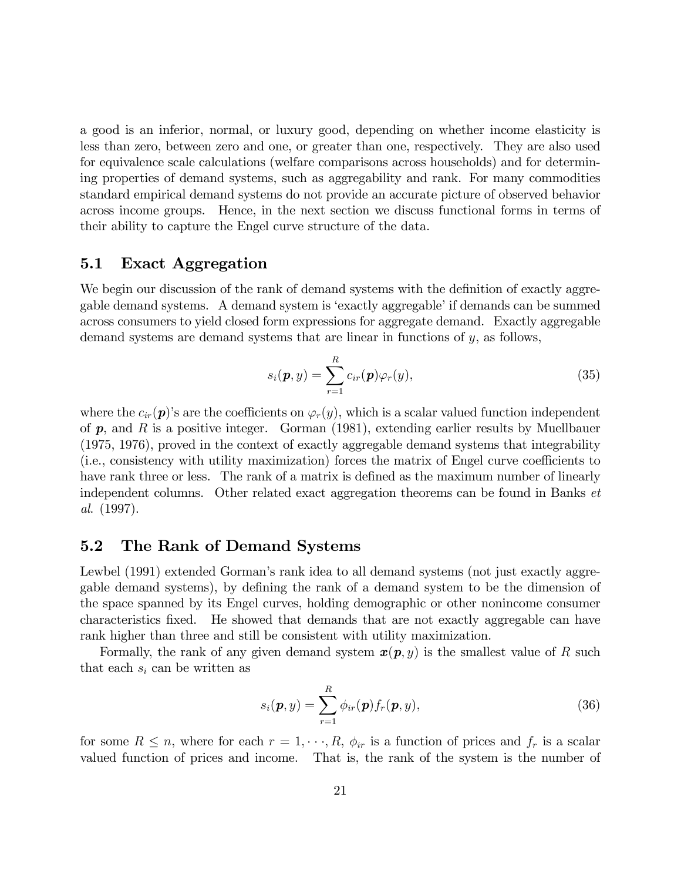a good is an inferior, normal, or luxury good, depending on whether income elasticity is less than zero, between zero and one, or greater than one, respectively. They are also used for equivalence scale calculations (welfare comparisons across households) and for determining properties of demand systems, such as aggregability and rank. For many commodities standard empirical demand systems do not provide an accurate picture of observed behavior across income groups. Hence, in the next section we discuss functional forms in terms of their ability to capture the Engel curve structure of the data.

## 5.1 Exact Aggregation

We begin our discussion of the rank of demand systems with the definition of exactly aggregable demand systems. A demand system is 'exactly aggregable' if demands can be summed across consumers to yield closed form expressions for aggregate demand. Exactly aggregable demand systems are demand systems that are linear in functions of $y$, as follows,

$$s_i(\boldsymbol{p}, y) = \sum_{r=1}^{R} c_{ir}(\boldsymbol{p})\varphi_r(y), \tag{35}$$

where the $c_{ir}(\boldsymbol{p})$'s are the coefficients on $\varphi_r(y)$, which is a scalar valued function independent of $\boldsymbol{p}$, and $R$ is a positive integer. Gorman (1981), extending earlier results by Muellbauer (1975, 1976), proved in the context of exactly aggregable demand systems that integrability (i.e., consistency with utility maximization) forces the matrix of Engel curve coefficients to have rank three or less. The rank of a matrix is defined as the maximum number of linearly independent columns. Other related exact aggregation theorems can be found in Banks *et al.* (1997).

## 5.2 The Rank of Demand Systems

Lewbel (1991) extended Gorman's rank idea to all demand systems (not just exactly aggregable demand systems), by defining the rank of a demand system to be the dimension of the space spanned by its Engel curves, holding demographic or other nonincome consumer characteristics fixed. He showed that demands that are not exactly aggregable can have rank higher than three and still be consistent with utility maximization.

Formally, the rank of any given demand system $\boldsymbol{x}(\boldsymbol{p}, y)$ is the smallest value of $R$ such that each $s_i$ can be written as

$$s_i(\boldsymbol{p}, y) = \sum_{r=1}^{R} \phi_{ir}(\boldsymbol{p}) f_r(\boldsymbol{p}, y), \tag{36}$$

for some $R \leq n$, where for each $r = 1, \cdots, R$, $\phi_{ir}$ is a function of prices and $f_r$ is a scalar valued function of prices and income. That is, the rank of the system is the number of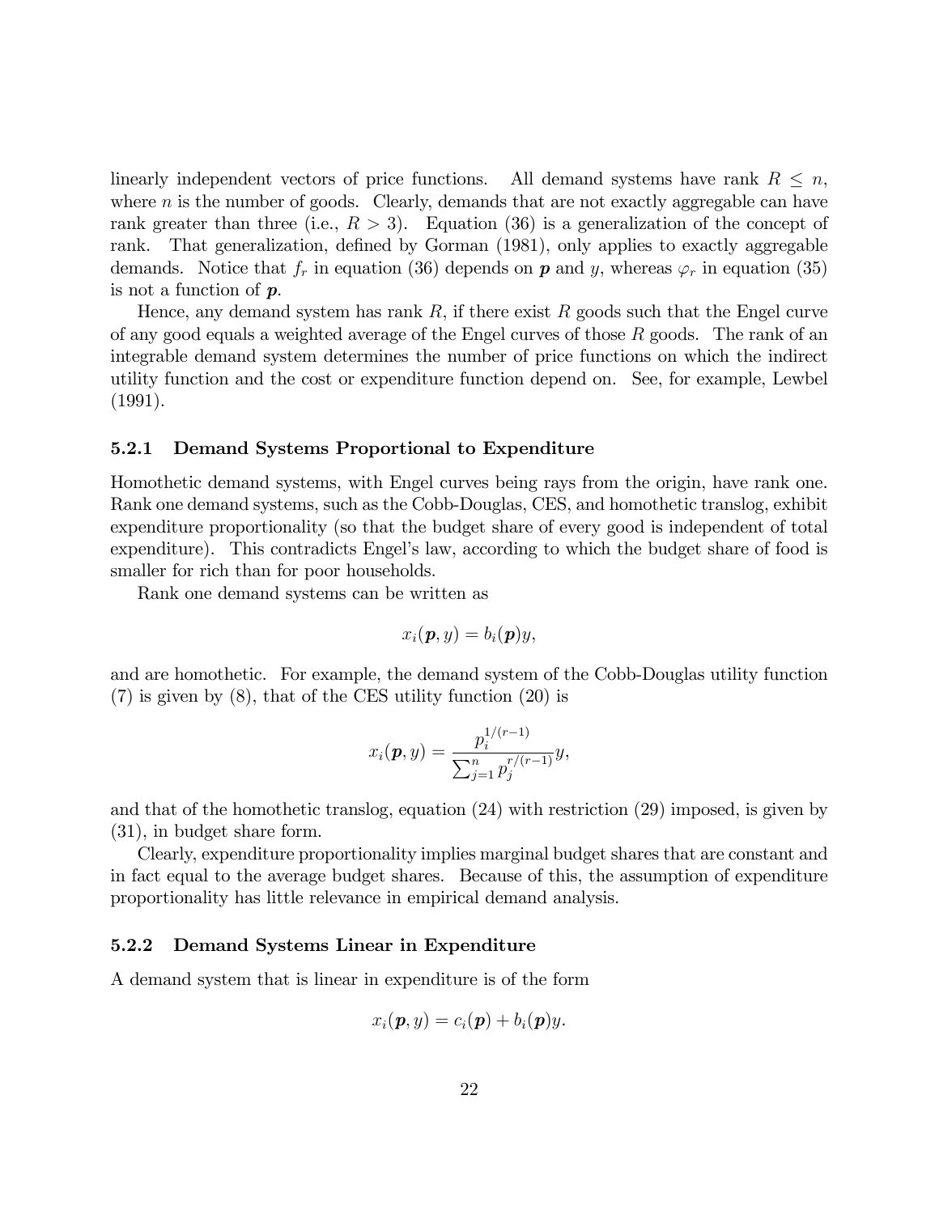linearly independent vectors of price functions. All demand systems have rank $R \leq n$, where $n$ is the number of goods. Clearly, demands that are not exactly aggregable can have rank greater than three (i.e., $R > 3$). Equation (36) is a generalization of the concept of rank. That generalization, defined by Gorman (1981), only applies to exactly aggregable demands. Notice that $f_r$ in equation (36) depends on $\boldsymbol{p}$ and $y$, whereas $\varphi_r$ in equation (35) is not a function of $\boldsymbol{p}$.

Hence, any demand system has rank $R$, if there exist $R$ goods such that the Engel curve of any good equals a weighted average of the Engel curves of those $R$ goods. The rank of an integrable demand system determines the number of price functions on which the indirect utility function and the cost or expenditure function depend on. See, for example, Lewbel (1991).

### 5.2.1 Demand Systems Proportional to Expenditure

Homothetic demand systems, with Engel curves being rays from the origin, have rank one. Rank one demand systems, such as the Cobb-Douglas, CES, and homothetic translog, exhibit expenditure proportionality (so that the budget share of every good is independent of total expenditure). This contradicts Engel's law, according to which the budget share of food is smaller for rich than for poor households.

Rank one demand systems can be written as

$$x_i(\boldsymbol{p}, y) = b_i(\boldsymbol{p})y,$$

and are homothetic. For example, the demand system of the Cobb-Douglas utility function (7) is given by (8), that of the CES utility function (20) is

$$x_i(\boldsymbol{p}, y) = \frac{p_i^{1/(r-1)}}{\sum_{j=1}^{n} p_j^{r/(r-1)}} y,$$

and that of the homothetic translog, equation (24) with restriction (29) imposed, is given by (31), in budget share form.

Clearly, expenditure proportionality implies marginal budget shares that are constant and in fact equal to the average budget shares. Because of this, the assumption of expenditure proportionality has little relevance in empirical demand analysis.

### 5.2.2 Demand Systems Linear in Expenditure

A demand system that is linear in expenditure is of the form

$$x_i(\boldsymbol{p}, y) = c_i(\boldsymbol{p}) + b_i(\boldsymbol{p})y.$$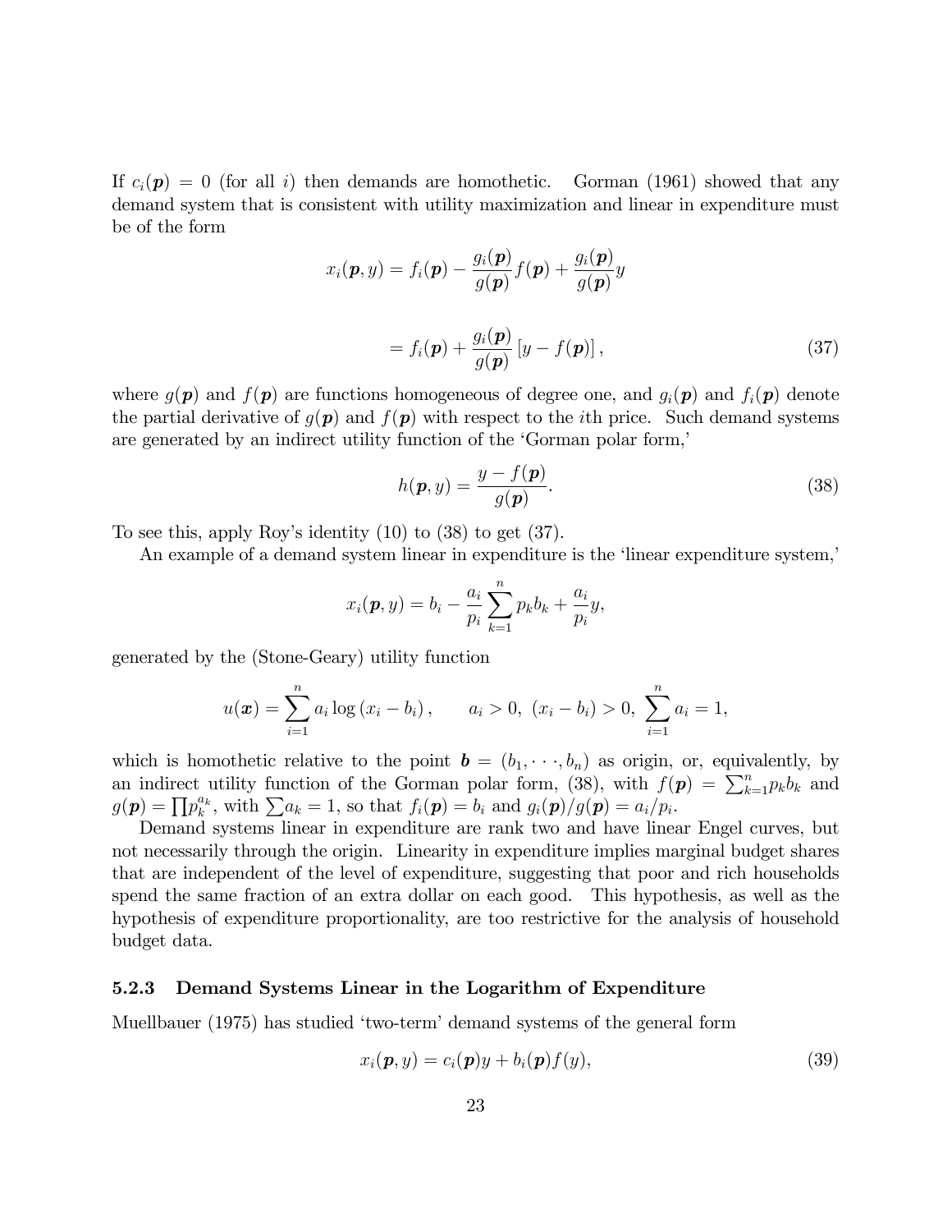If $c_i(\boldsymbol{p}) = 0$ (for all $i$) then demands are homothetic. Gorman (1961) showed that any demand system that is consistent with utility maximization and linear in expenditure must be of the form

$$x_i(\boldsymbol{p}, y) = f_i(\boldsymbol{p}) - \frac{g_i(\boldsymbol{p})}{g(\boldsymbol{p})} f(\boldsymbol{p}) + \frac{g_i(\boldsymbol{p})}{g(\boldsymbol{p})} y$$

$$= f_i(\boldsymbol{p}) + \frac{g_i(\boldsymbol{p})}{g(\boldsymbol{p})} \left[ y - f(\boldsymbol{p}) \right], \tag{37}$$

where $g(\boldsymbol{p})$ and $f(\boldsymbol{p})$ are functions homogeneous of degree one, and $g_i(\boldsymbol{p})$ and $f_i(\boldsymbol{p})$ denote the partial derivative of $g(\boldsymbol{p})$ and $f(\boldsymbol{p})$ with respect to the $i$th price. Such demand systems are generated by an indirect utility function of the 'Gorman polar form,'

$$h(\boldsymbol{p}, y) = \frac{y - f(\boldsymbol{p})}{g(\boldsymbol{p})}. \tag{38}$$

To see this, apply Roy's identity (10) to (38) to get (37).

An example of a demand system linear in expenditure is the 'linear expenditure system,'

$$x_i(\boldsymbol{p}, y) = b_i - \frac{a_i}{p_i} \sum_{k=1}^{n} p_k b_k + \frac{a_i}{p_i} y,$$

generated by the (Stone-Geary) utility function

$$u(\boldsymbol{x}) = \sum_{i=1}^{n} a_i \log\left(x_i - b_i\right), \qquad a_i > 0,\ (x_i - b_i) > 0,\ \sum_{i=1}^{n} a_i = 1,$$

which is homothetic relative to the point $\boldsymbol{b} = (b_1, \cdots, b_n)$ as origin, or, equivalently, by an indirect utility function of the Gorman polar form, (38), with $f(\boldsymbol{p}) = \sum_{k=1}^{n} p_k b_k$ and $g(\boldsymbol{p}) = \prod p_k^{a_k}$, with $\sum a_k = 1$, so that $f_i(\boldsymbol{p}) = b_i$ and $g_i(\boldsymbol{p})/g(\boldsymbol{p}) = a_i/p_i$.

Demand systems linear in expenditure are rank two and have linear Engel curves, but not necessarily through the origin. Linearity in expenditure implies marginal budget shares that are independent of the level of expenditure, suggesting that poor and rich households spend the same fraction of an extra dollar on each good. This hypothesis, as well as the hypothesis of expenditure proportionality, are too restrictive for the analysis of household budget data.

### 5.2.3 Demand Systems Linear in the Logarithm of Expenditure

Muellbauer (1975) has studied 'two-term' demand systems of the general form

$$x_i(\boldsymbol{p}, y) = c_i(\boldsymbol{p}) y + b_i(\boldsymbol{p}) f(y), \tag{39}$$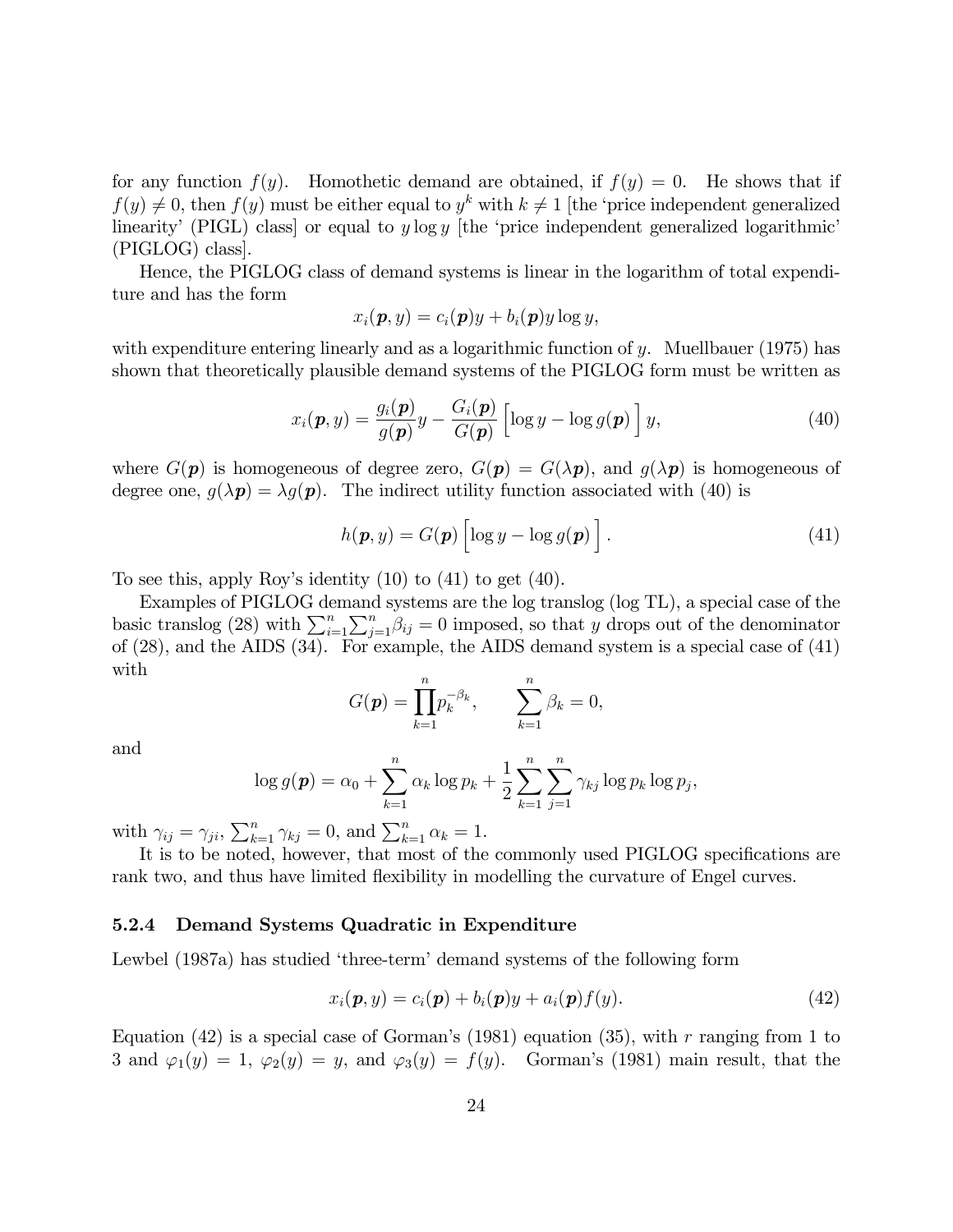for any function $f(y)$. Homothetic demand are obtained, if $f(y) = 0$. He shows that if $f(y) \neq 0$, then $f(y)$ must be either equal to $y^k$ with $k \neq 1$ [the 'price independent generalized linearity' (PIGL) class] or equal to $y \log y$ [the 'price independent generalized logarithmic' (PIGLOG) class].

Hence, the PIGLOG class of demand systems is linear in the logarithm of total expenditure and has the form

$$x_i(\boldsymbol{p}, y) = c_i(\boldsymbol{p})y + b_i(\boldsymbol{p})y \log y,$$

with expenditure entering linearly and as a logarithmic function of $y$. Muellbauer (1975) has shown that theoretically plausible demand systems of the PIGLOG form must be written as

$$x_i(\boldsymbol{p}, y) = \frac{g_i(\boldsymbol{p})}{g(\boldsymbol{p})}y - \frac{G_i(\boldsymbol{p})}{G(\boldsymbol{p})}\Big[\log y - \log g(\boldsymbol{p})\Big]\, y, \tag{40}$$

where $G(\boldsymbol{p})$ is homogeneous of degree zero, $G(\boldsymbol{p}) = G(\lambda \boldsymbol{p})$, and $g(\lambda \boldsymbol{p})$ is homogeneous of degree one, $g(\lambda \boldsymbol{p}) = \lambda g(\boldsymbol{p})$. The indirect utility function associated with (40) is

$$h(\boldsymbol{p}, y) = G(\boldsymbol{p})\Big[\log y - \log g(\boldsymbol{p})\Big]. \tag{41}$$

To see this, apply Roy's identity (10) to (41) to get (40).

Examples of PIGLOG demand systems are the log translog (log TL), a special case of the basic translog (28) with $\sum_{i=1}^{n}\sum_{j=1}^{n}\beta_{ij} = 0$ imposed, so that $y$ drops out of the denominator of (28), and the AIDS (34). For example, the AIDS demand system is a special case of (41) with

$$G(\boldsymbol{p}) = \prod_{k=1}^{n} p_k^{-\beta_k}, \qquad \sum_{k=1}^{n} \beta_k = 0,$$

and

$$\log g(\boldsymbol{p}) = \alpha_0 + \sum_{k=1}^{n} \alpha_k \log p_k + \frac{1}{2}\sum_{k=1}^{n}\sum_{j=1}^{n} \gamma_{kj} \log p_k \log p_j,$$

with $\gamma_{ij} = \gamma_{ji}$, $\sum_{k=1}^{n} \gamma_{kj} = 0$, and $\sum_{k=1}^{n} \alpha_k = 1$.

It is to be noted, however, that most of the commonly used PIGLOG specifications are rank two, and thus have limited flexibility in modelling the curvature of Engel curves.

### 5.2.4 Demand Systems Quadratic in Expenditure

Lewbel (1987a) has studied 'three-term' demand systems of the following form

$$x_i(\boldsymbol{p}, y) = c_i(\boldsymbol{p}) + b_i(\boldsymbol{p})y + a_i(\boldsymbol{p})f(y). \tag{42}$$

Equation (42) is a special case of Gorman's (1981) equation (35), with $r$ ranging from 1 to 3 and $\varphi_1(y) = 1$, $\varphi_2(y) = y$, and $\varphi_3(y) = f(y)$. Gorman's (1981) main result, that the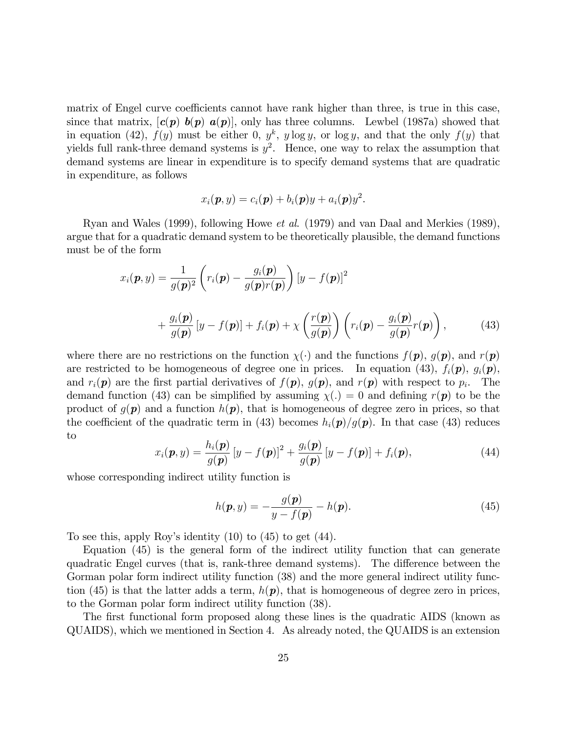matrix of Engel curve coefficients cannot have rank higher than three, is true in this case, since that matrix, $[\boldsymbol{c}(\boldsymbol{p})\ \boldsymbol{b}(\boldsymbol{p})\ \boldsymbol{a}(\boldsymbol{p})]$, only has three columns. Lewbel (1987a) showed that in equation (42), $f(y)$ must be either 0, $y^k$, $y \log y$, or $\log y$, and that the only $f(y)$ that yields full rank-three demand systems is $y^2$. Hence, one way to relax the assumption that demand systems are linear in expenditure is to specify demand systems that are quadratic in expenditure, as follows

$$x_i(\boldsymbol{p}, y) = c_i(\boldsymbol{p}) + b_i(\boldsymbol{p})y + a_i(\boldsymbol{p})y^2.$$

Ryan and Wales (1999), following Howe *et al.* (1979) and van Daal and Merkies (1989), argue that for a quadratic demand system to be theoretically plausible, the demand functions must be of the form

$$x_i(\boldsymbol{p}, y) = \frac{1}{g(\boldsymbol{p})^2}\left(r_i(\boldsymbol{p}) - \frac{g_i(\boldsymbol{p})}{g(\boldsymbol{p})r(\boldsymbol{p})}\right)[y - f(\boldsymbol{p})]^2$$

$$+ \frac{g_i(\boldsymbol{p})}{g(\boldsymbol{p})}[y - f(\boldsymbol{p})] + f_i(\boldsymbol{p}) + \chi\left(\frac{r(\boldsymbol{p})}{g(\boldsymbol{p})}\right)\left(r_i(\boldsymbol{p}) - \frac{g_i(\boldsymbol{p})}{g(\boldsymbol{p})}r(\boldsymbol{p})\right), \tag{43}$$

where there are no restrictions on the function $\chi(\cdot)$ and the functions $f(\boldsymbol{p})$, $g(\boldsymbol{p})$, and $r(\boldsymbol{p})$ are restricted to be homogeneous of degree one in prices. In equation (43), $f_i(\boldsymbol{p})$, $g_i(\boldsymbol{p})$, and $r_i(\boldsymbol{p})$ are the first partial derivatives of $f(\boldsymbol{p})$, $g(\boldsymbol{p})$, and $r(\boldsymbol{p})$ with respect to $p_i$. The demand function (43) can be simplified by assuming $\chi(.) = 0$ and defining $r(\boldsymbol{p})$ to be the product of $g(\boldsymbol{p})$ and a function $h(\boldsymbol{p})$, that is homogeneous of degree zero in prices, so that the coefficient of the quadratic term in (43) becomes $h_i(\boldsymbol{p})/g(\boldsymbol{p})$. In that case (43) reduces to

$$x_i(\boldsymbol{p}, y) = \frac{h_i(\boldsymbol{p})}{g(\boldsymbol{p})}[y - f(\boldsymbol{p})]^2 + \frac{g_i(\boldsymbol{p})}{g(\boldsymbol{p})}[y - f(\boldsymbol{p})] + f_i(\boldsymbol{p}), \tag{44}$$

whose corresponding indirect utility function is

$$h(\boldsymbol{p}, y) = -\frac{g(\boldsymbol{p})}{y - f(\boldsymbol{p})} - h(\boldsymbol{p}). \tag{45}$$

To see this, apply Roy's identity (10) to (45) to get (44).

Equation (45) is the general form of the indirect utility function that can generate quadratic Engel curves (that is, rank-three demand systems). The difference between the Gorman polar form indirect utility function (38) and the more general indirect utility function (45) is that the latter adds a term, $h(\boldsymbol{p})$, that is homogeneous of degree zero in prices, to the Gorman polar form indirect utility function (38).

The first functional form proposed along these lines is the quadratic AIDS (known as QUAIDS), which we mentioned in Section 4. As already noted, the QUAIDS is an extension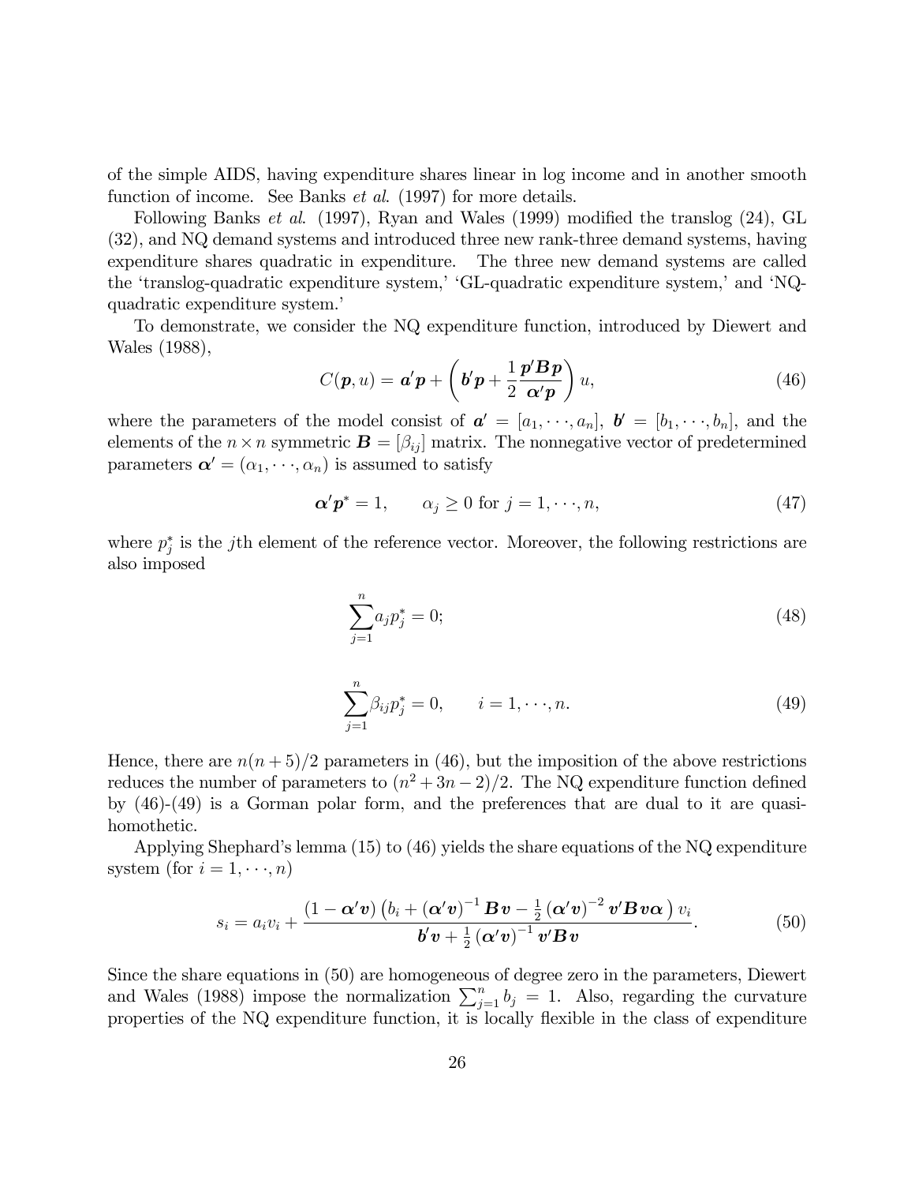of the simple AIDS, having expenditure shares linear in log income and in another smooth function of income. See Banks *et al.* (1997) for more details.

Following Banks *et al.* (1997), Ryan and Wales (1999) modified the translog (24), GL (32), and NQ demand systems and introduced three new rank-three demand systems, having expenditure shares quadratic in expenditure. The three new demand systems are called the 'translog-quadratic expenditure system,' 'GL-quadratic expenditure system,' and 'NQ-quadratic expenditure system.'

To demonstrate, we consider the NQ expenditure function, introduced by Diewert and Wales (1988),

$$C(\boldsymbol{p}, u) = \boldsymbol{a}'\boldsymbol{p} + \left(\boldsymbol{b}'\boldsymbol{p} + \frac{1}{2}\frac{\boldsymbol{p}'\boldsymbol{B}\boldsymbol{p}}{\boldsymbol{\alpha}'\boldsymbol{p}}\right)u, \tag{46}$$

where the parameters of the model consist of $\boldsymbol{a}' = [a_1, \cdots, a_n]$, $\boldsymbol{b}' = [b_1, \cdots, b_n]$, and the elements of the $n \times n$ symmetric $\boldsymbol{B} = [\beta_{ij}]$ matrix. The nonnegative vector of predetermined parameters $\boldsymbol{\alpha}' = (\alpha_1, \cdots, \alpha_n)$ is assumed to satisfy

$$\boldsymbol{\alpha}'\boldsymbol{p}^* = 1, \qquad \alpha_j \geq 0 \text{ for } j = 1, \cdots, n, \tag{47}$$

where $p_j^*$ is the $j$th element of the reference vector. Moreover, the following restrictions are also imposed

$$\sum_{j=1}^{n} a_j p_j^* = 0; \tag{48}$$

$$\sum_{j=1}^{n} \beta_{ij} p_j^* = 0, \qquad i = 1, \cdots, n. \tag{49}$$

Hence, there are $n(n+5)/2$ parameters in (46), but the imposition of the above restrictions reduces the number of parameters to $(n^2 + 3n - 2)/2$. The NQ expenditure function defined by (46)-(49) is a Gorman polar form, and the preferences that are dual to it are quasi-homothetic.

Applying Shephard's lemma (15) to (46) yields the share equations of the NQ expenditure system (for $i = 1, \cdots, n$)

$$s_i = a_i v_i + \frac{(1 - \boldsymbol{\alpha}'\boldsymbol{v})\left(b_i + (\boldsymbol{\alpha}'\boldsymbol{v})^{-1}\boldsymbol{B}\boldsymbol{v} - \frac{1}{2}(\boldsymbol{\alpha}'\boldsymbol{v})^{-2}\boldsymbol{v}'\boldsymbol{B}\boldsymbol{v}\boldsymbol{\alpha}\right)v_i}{\boldsymbol{b}'\boldsymbol{v} + \frac{1}{2}(\boldsymbol{\alpha}'\boldsymbol{v})^{-1}\boldsymbol{v}'\boldsymbol{B}\boldsymbol{v}}. \tag{50}$$

Since the share equations in (50) are homogeneous of degree zero in the parameters, Diewert and Wales (1988) impose the normalization $\sum_{j=1}^{n} b_j = 1$. Also, regarding the curvature properties of the NQ expenditure function, it is locally flexible in the class of expenditure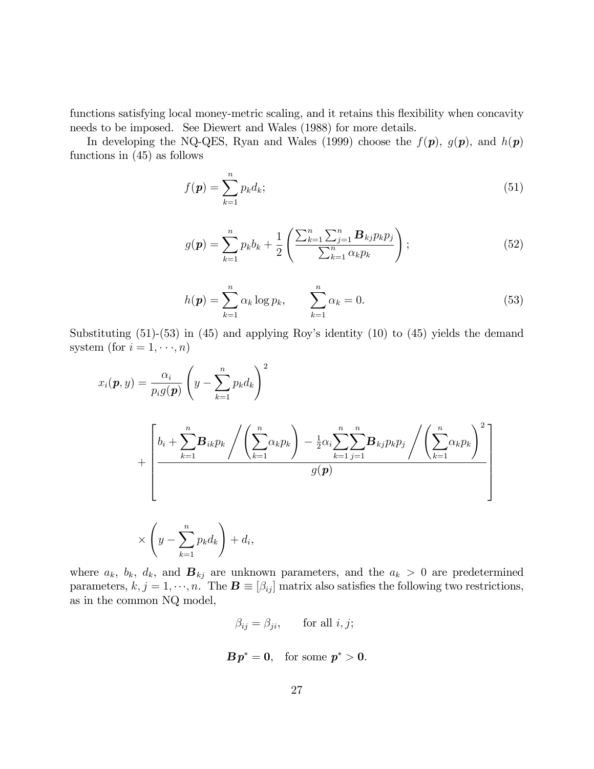functions satisfying local money-metric scaling, and it retains this flexibility when concavity needs to be imposed. See Diewert and Wales (1988) for more details.

In developing the NQ-QES, Ryan and Wales (1999) choose the $f(\boldsymbol{p})$, $g(\boldsymbol{p})$, and $h(\boldsymbol{p})$ functions in (45) as follows

$$f(\boldsymbol{p}) = \sum_{k=1}^{n} p_k d_k; \tag{51}$$

$$g(\boldsymbol{p}) = \sum_{k=1}^{n} p_k b_k + \frac{1}{2}\left(\frac{\sum_{k=1}^{n}\sum_{j=1}^{n} \boldsymbol{B}_{kj} p_k p_j}{\sum_{k=1}^{n} \alpha_k p_k}\right); \tag{52}$$

$$h(\boldsymbol{p}) = \sum_{k=1}^{n} \alpha_k \log p_k, \qquad \sum_{k=1}^{n} \alpha_k = 0. \tag{53}$$

Substituting (51)-(53) in (45) and applying Roy's identity (10) to (45) yields the demand system (for $i = 1, \cdots, n$)

$$x_i(\boldsymbol{p}, y) = \frac{\alpha_i}{p_i g(\boldsymbol{p})}\left(y - \sum_{k=1}^{n} p_k d_k\right)^2$$

$$+ \left[\frac{b_i + \sum_{k=1}^{n} \boldsymbol{B}_{ik} p_k \Big/ \left(\sum_{k=1}^{n} \alpha_k p_k\right) - \frac{1}{2}\alpha_i \sum_{k=1}^{n}\sum_{j=1}^{n} \boldsymbol{B}_{kj} p_k p_j \Big/ \left(\sum_{k=1}^{n} \alpha_k p_k\right)^2}{g(\boldsymbol{p})}\right]$$

$$\times \left(y - \sum_{k=1}^{n} p_k d_k\right) + d_i,$$

where $a_k$, $b_k$, $d_k$, and $\boldsymbol{B}_{kj}$ are unknown parameters, and the $a_k > 0$ are predetermined parameters, $k, j = 1, \cdots, n$. The $\boldsymbol{B} \equiv [\beta_{ij}]$ matrix also satisfies the following two restrictions, as in the common NQ model,

$$\beta_{ij} = \beta_{ji}, \qquad \text{for all } i, j;$$

$$\boldsymbol{B}\boldsymbol{p}^* = \boldsymbol{0}, \quad \text{for some } \boldsymbol{p}^* > \boldsymbol{0}.$$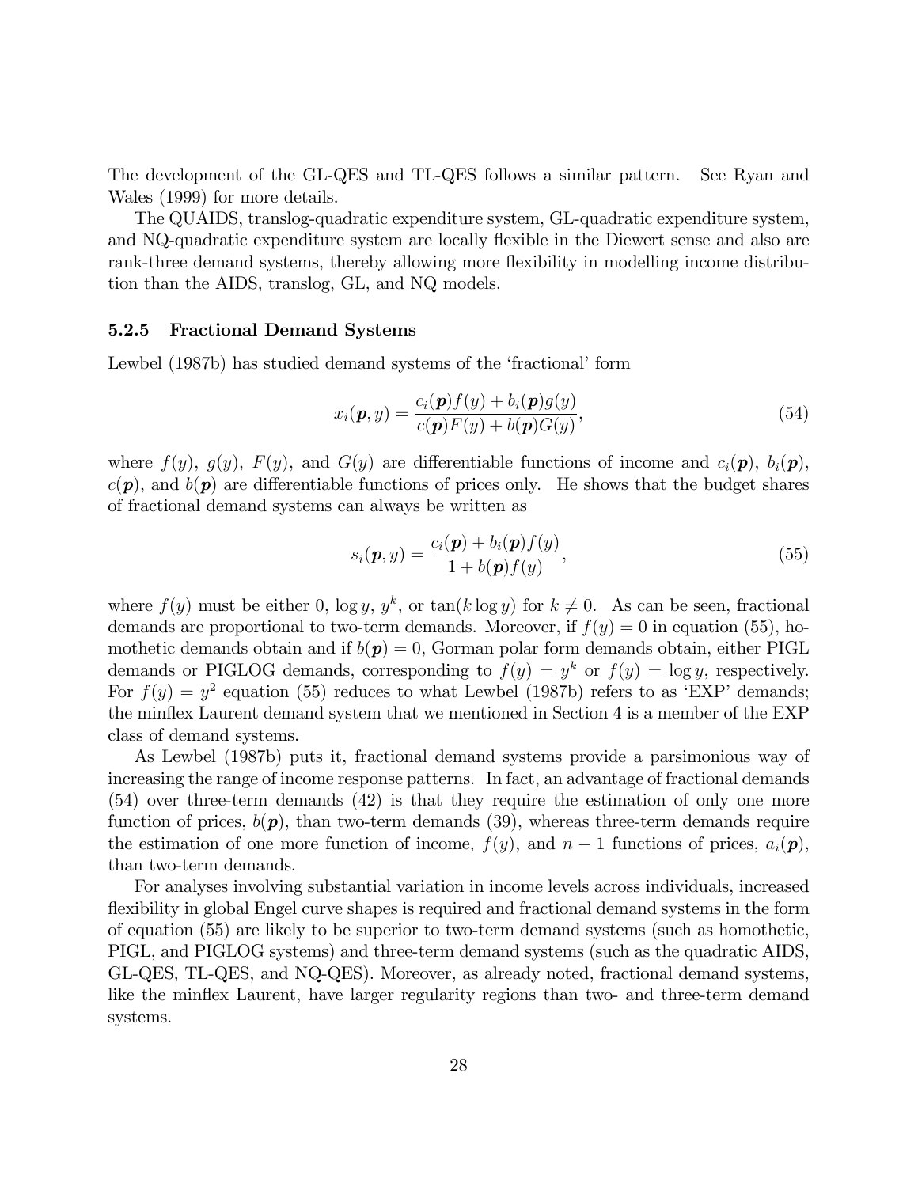The development of the GL-QES and TL-QES follows a similar pattern. See Ryan and Wales (1999) for more details.

The QUAIDS, translog-quadratic expenditure system, GL-quadratic expenditure system, and NQ-quadratic expenditure system are locally flexible in the Diewert sense and also are rank-three demand systems, thereby allowing more flexibility in modelling income distribution than the AIDS, translog, GL, and NQ models.

### 5.2.5 Fractional Demand Systems

Lewbel (1987b) has studied demand systems of the 'fractional' form

$$x_i(\boldsymbol{p}, y) = \frac{c_i(\boldsymbol{p})f(y) + b_i(\boldsymbol{p})g(y)}{c(\boldsymbol{p})F(y) + b(\boldsymbol{p})G(y)}, \tag{54}$$

where $f(y)$, $g(y)$, $F(y)$, and $G(y)$ are differentiable functions of income and $c_i(\boldsymbol{p})$, $b_i(\boldsymbol{p})$, $c(\boldsymbol{p})$, and $b(\boldsymbol{p})$ are differentiable functions of prices only. He shows that the budget shares of fractional demand systems can always be written as

$$s_i(\boldsymbol{p}, y) = \frac{c_i(\boldsymbol{p}) + b_i(\boldsymbol{p})f(y)}{1 + b(\boldsymbol{p})f(y)}, \tag{55}$$

where $f(y)$ must be either 0, $\log y$, $y^k$, or $\tan(k \log y)$ for $k \neq 0$. As can be seen, fractional demands are proportional to two-term demands. Moreover, if $f(y) = 0$ in equation (55), homothetic demands obtain and if $b(\boldsymbol{p}) = 0$, Gorman polar form demands obtain, either PIGL demands or PIGLOG demands, corresponding to $f(y) = y^k$ or $f(y) = \log y$, respectively. For $f(y) = y^2$ equation (55) reduces to what Lewbel (1987b) refers to as 'EXP' demands; the minflex Laurent demand system that we mentioned in Section 4 is a member of the EXP class of demand systems.

As Lewbel (1987b) puts it, fractional demand systems provide a parsimonious way of increasing the range of income response patterns. In fact, an advantage of fractional demands (54) over three-term demands (42) is that they require the estimation of only one more function of prices, $b(\boldsymbol{p})$, than two-term demands (39), whereas three-term demands require the estimation of one more function of income, $f(y)$, and $n-1$ functions of prices, $a_i(\boldsymbol{p})$, than two-term demands.

For analyses involving substantial variation in income levels across individuals, increased flexibility in global Engel curve shapes is required and fractional demand systems in the form of equation (55) are likely to be superior to two-term demand systems (such as homothetic, PIGL, and PIGLOG systems) and three-term demand systems (such as the quadratic AIDS, GL-QES, TL-QES, and NQ-QES). Moreover, as already noted, fractional demand systems, like the minflex Laurent, have larger regularity regions than two- and three-term demand systems.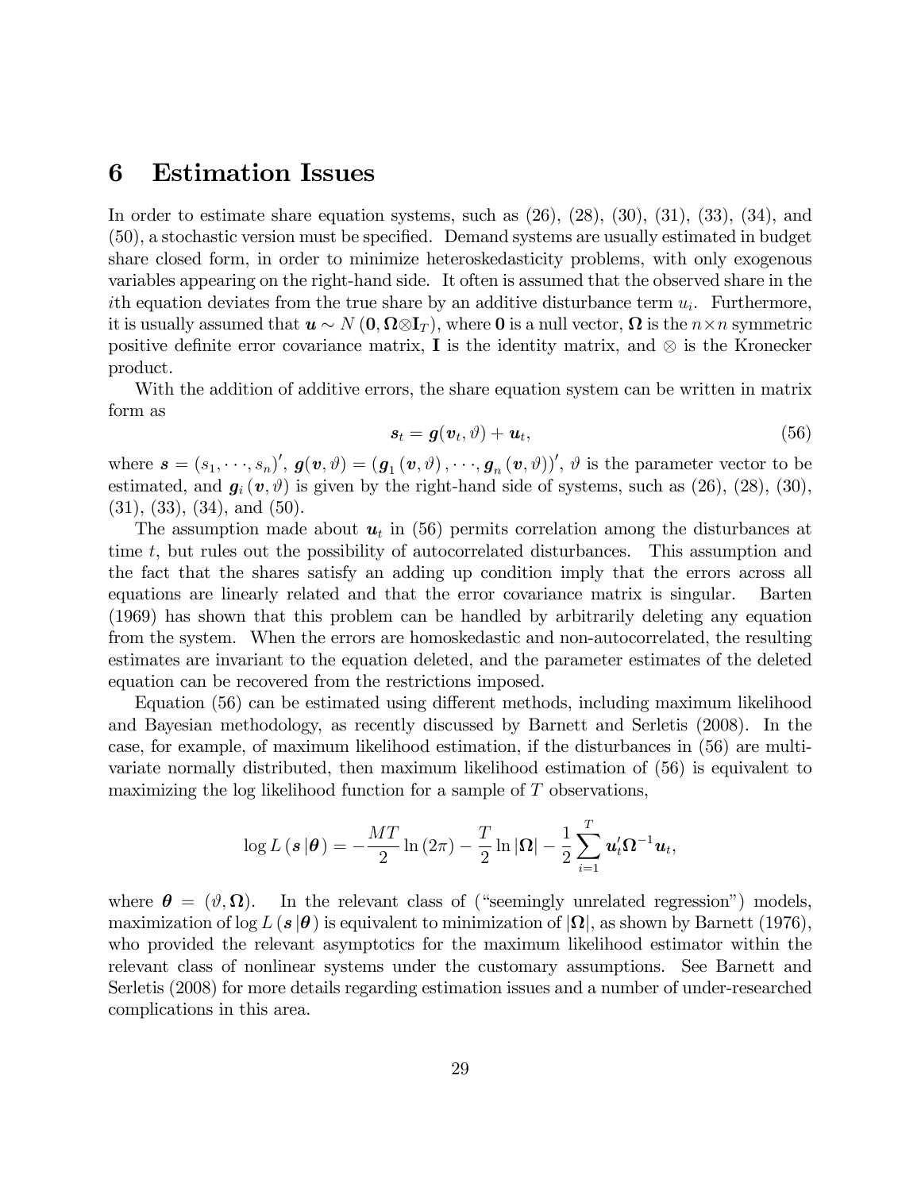# 6 Estimation Issues

In order to estimate share equation systems, such as (26), (28), (30), (31), (33), (34), and (50), a stochastic version must be specified. Demand systems are usually estimated in budget share closed form, in order to minimize heteroskedasticity problems, with only exogenous variables appearing on the right-hand side. It often is assumed that the observed share in the $i$th equation deviates from the true share by an additive disturbance term $u_i$. Furthermore, it is usually assumed that $\boldsymbol{u} \sim N(\mathbf{0}, \boldsymbol{\Omega} \otimes \mathbf{I}_T)$, where $\mathbf{0}$ is a null vector, $\boldsymbol{\Omega}$ is the $n \times n$ symmetric positive definite error covariance matrix, $\mathbf{I}$ is the identity matrix, and $\otimes$ is the Kronecker product.

With the addition of additive errors, the share equation system can be written in matrix form as

$$\boldsymbol{s}_t = \boldsymbol{g}(\boldsymbol{v}_t, \vartheta) + \boldsymbol{u}_t, \tag{56}$$

where $\boldsymbol{s} = (s_1, \cdots, s_n)'$, $\boldsymbol{g}(\boldsymbol{v}, \vartheta) = (\boldsymbol{g}_1(\boldsymbol{v}, \vartheta), \cdots, \boldsymbol{g}_n(\boldsymbol{v}, \vartheta))'$, $\vartheta$ is the parameter vector to be estimated, and $\boldsymbol{g}_i(\boldsymbol{v}, \vartheta)$ is given by the right-hand side of systems, such as (26), (28), (30), (31), (33), (34), and (50).

The assumption made about $\boldsymbol{u}_t$ in (56) permits correlation among the disturbances at time $t$, but rules out the possibility of autocorrelated disturbances. This assumption and the fact that the shares satisfy an adding up condition imply that the errors across all equations are linearly related and that the error covariance matrix is singular. Barten (1969) has shown that this problem can be handled by arbitrarily deleting any equation from the system. When the errors are homoskedastic and non-autocorrelated, the resulting estimates are invariant to the equation deleted, and the parameter estimates of the deleted equation can be recovered from the restrictions imposed.

Equation (56) can be estimated using different methods, including maximum likelihood and Bayesian methodology, as recently discussed by Barnett and Serletis (2008). In the case, for example, of maximum likelihood estimation, if the disturbances in (56) are multivariate normally distributed, then maximum likelihood estimation of (56) is equivalent to maximizing the log likelihood function for a sample of $T$ observations,

$$\log L(\boldsymbol{s} \,|\boldsymbol{\theta}) = -\frac{MT}{2} \ln(2\pi) - \frac{T}{2} \ln |\boldsymbol{\Omega}| - \frac{1}{2} \sum_{i=1}^{T} \boldsymbol{u}_t' \boldsymbol{\Omega}^{-1} \boldsymbol{u}_t,$$

where $\boldsymbol{\theta} = (\vartheta, \boldsymbol{\Omega})$. In the relevant class of ("seemingly unrelated regression") models, maximization of $\log L(\boldsymbol{s} \,|\boldsymbol{\theta})$ is equivalent to minimization of $|\boldsymbol{\Omega}|$, as shown by Barnett (1976), who provided the relevant asymptotics for the maximum likelihood estimator within the relevant class of nonlinear systems under the customary assumptions. See Barnett and Serletis (2008) for more details regarding estimation issues and a number of under-researched complications in this area.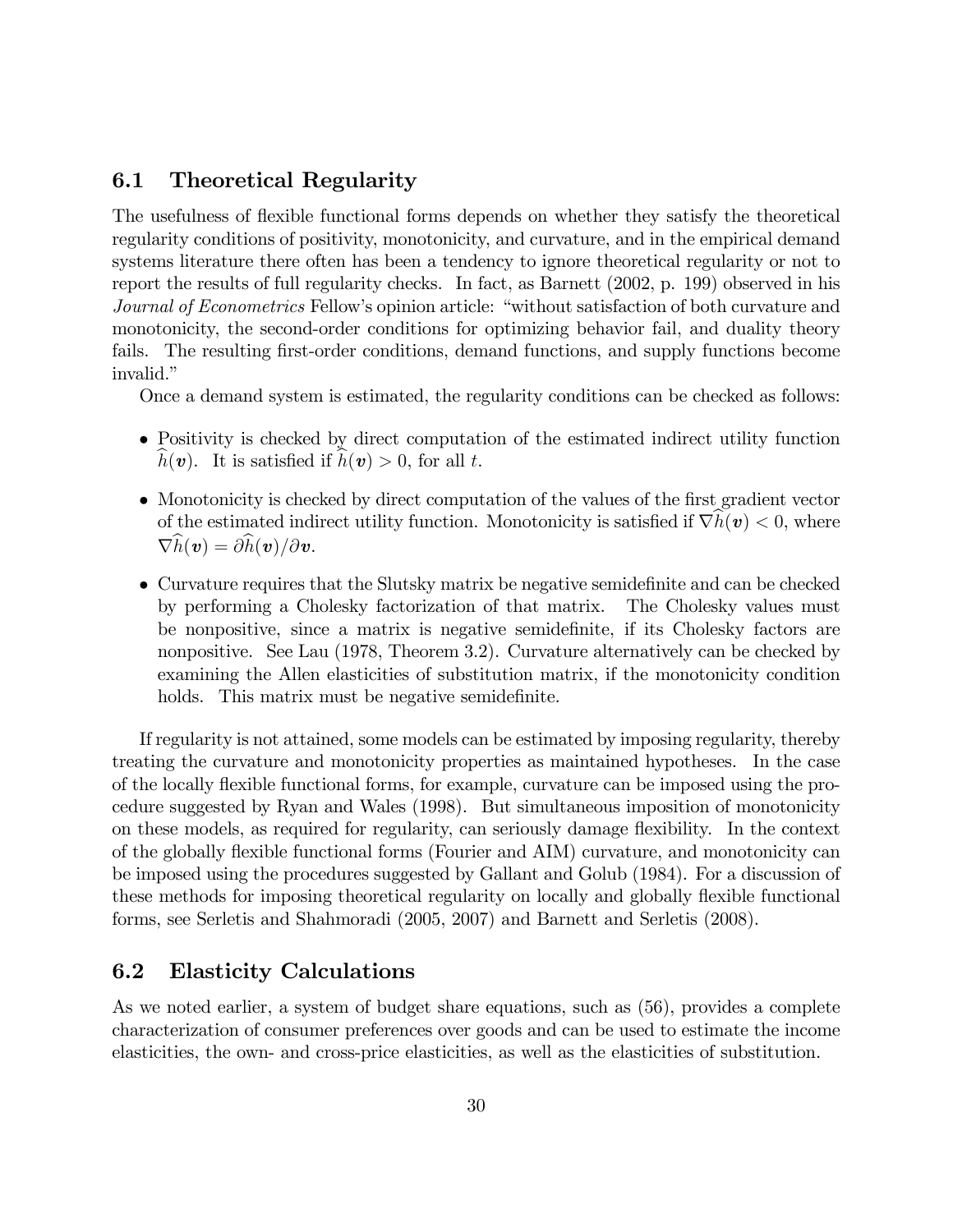## 6.1 Theoretical Regularity

The usefulness of flexible functional forms depends on whether they satisfy the theoretical regularity conditions of positivity, monotonicity, and curvature, and in the empirical demand systems literature there often has been a tendency to ignore theoretical regularity or not to report the results of full regularity checks. In fact, as Barnett (2002, p. 199) observed in his *Journal of Econometrics* Fellow's opinion article: "without satisfaction of both curvature and monotonicity, the second-order conditions for optimizing behavior fail, and duality theory fails. The resulting first-order conditions, demand functions, and supply functions become invalid."

Once a demand system is estimated, the regularity conditions can be checked as follows:

- Positivity is checked by direct computation of the estimated indirect utility function $\widehat{h}(\boldsymbol{v})$. It is satisfied if $\widehat{h}(\boldsymbol{v}) > 0$, for all $t$.
- Monotonicity is checked by direct computation of the values of the first gradient vector of the estimated indirect utility function. Monotonicity is satisfied if $\nabla\widehat{h}(\boldsymbol{v}) < 0$, where $\nabla\widehat{h}(\boldsymbol{v}) = \partial\widehat{h}(\boldsymbol{v})/\partial\boldsymbol{v}$.
- Curvature requires that the Slutsky matrix be negative semidefinite and can be checked by performing a Cholesky factorization of that matrix. The Cholesky values must be nonpositive, since a matrix is negative semidefinite, if its Cholesky factors are nonpositive. See Lau (1978, Theorem 3.2). Curvature alternatively can be checked by examining the Allen elasticities of substitution matrix, if the monotonicity condition holds. This matrix must be negative semidefinite.

If regularity is not attained, some models can be estimated by imposing regularity, thereby treating the curvature and monotonicity properties as maintained hypotheses. In the case of the locally flexible functional forms, for example, curvature can be imposed using the procedure suggested by Ryan and Wales (1998). But simultaneous imposition of monotonicity on these models, as required for regularity, can seriously damage flexibility. In the context of the globally flexible functional forms (Fourier and AIM) curvature, and monotonicity can be imposed using the procedures suggested by Gallant and Golub (1984). For a discussion of these methods for imposing theoretical regularity on locally and globally flexible functional forms, see Serletis and Shahmoradi (2005, 2007) and Barnett and Serletis (2008).

## 6.2 Elasticity Calculations

As we noted earlier, a system of budget share equations, such as (56), provides a complete characterization of consumer preferences over goods and can be used to estimate the income elasticities, the own- and cross-price elasticities, as well as the elasticities of substitution.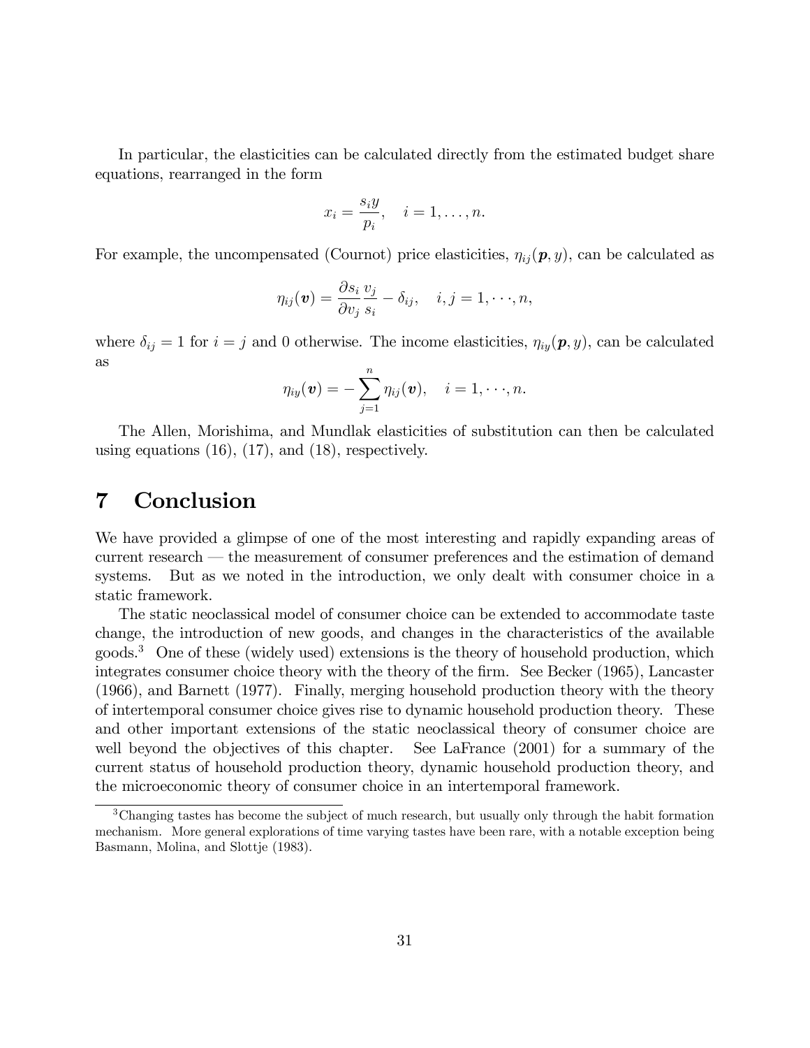In particular, the elasticities can be calculated directly from the estimated budget share equations, rearranged in the form

$$x_i = \frac{s_i y}{p_i}, \quad i = 1, \ldots, n.$$

For example, the uncompensated (Cournot) price elasticities, $\eta_{ij}(\boldsymbol{p}, y)$, can be calculated as

$$\eta_{ij}(\boldsymbol{v}) = \frac{\partial s_i}{\partial v_j} \frac{v_j}{s_i} - \delta_{ij}, \quad i, j = 1, \cdots, n,$$

where $\delta_{ij} = 1$ for $i = j$ and 0 otherwise. The income elasticities, $\eta_{iy}(\boldsymbol{p}, y)$, can be calculated as

$$\eta_{iy}(\boldsymbol{v}) = -\sum_{j=1}^{n} \eta_{ij}(\boldsymbol{v}), \quad i = 1, \cdots, n.$$

The Allen, Morishima, and Mundlak elasticities of substitution can then be calculated using equations (16), (17), and (18), respectively.

# 7 Conclusion

We have provided a glimpse of one of the most interesting and rapidly expanding areas of current research — the measurement of consumer preferences and the estimation of demand systems. But as we noted in the introduction, we only dealt with consumer choice in a static framework.

The static neoclassical model of consumer choice can be extended to accommodate taste change, the introduction of new goods, and changes in the characteristics of the available goods.[3] One of these (widely used) extensions is the theory of household production, which integrates consumer choice theory with the theory of the firm. See Becker (1965), Lancaster (1966), and Barnett (1977). Finally, merging household production theory with the theory of intertemporal consumer choice gives rise to dynamic household production theory. These and other important extensions of the static neoclassical theory of consumer choice are well beyond the objectives of this chapter. See LaFrance (2001) for a summary of the current status of household production theory, dynamic household production theory, and the microeconomic theory of consumer choice in an intertemporal framework.

[3] Changing tastes has become the subject of much research, but usually only through the habit formation mechanism. More general explorations of time varying tastes have been rare, with a notable exception being Basmann, Molina, and Slottje (1983).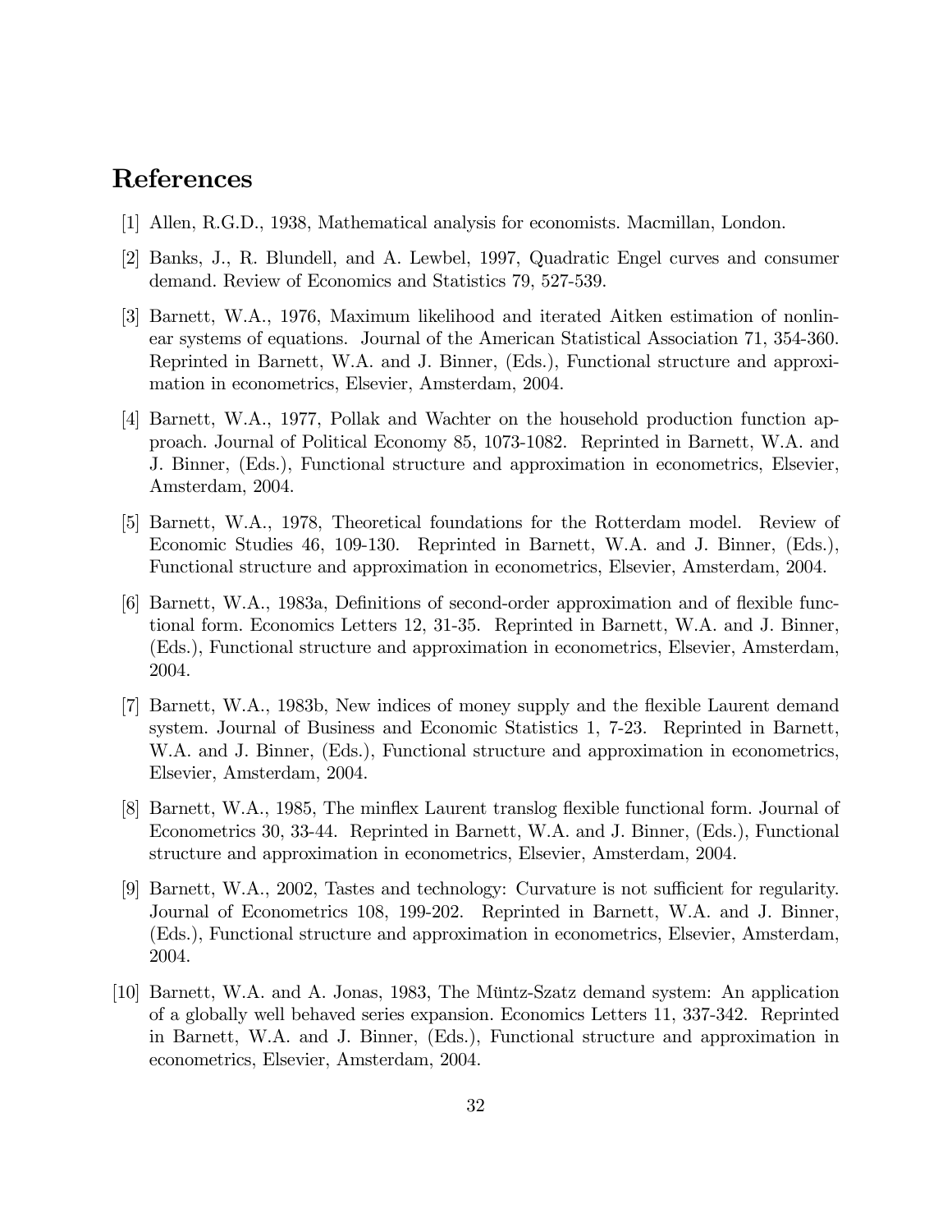## References

[1] Allen, R.G.D., 1938, Mathematical analysis for economists. Macmillan, London.

[2] Banks, J., R. Blundell, and A. Lewbel, 1997, Quadratic Engel curves and consumer demand. Review of Economics and Statistics 79, 527-539.

[3] Barnett, W.A., 1976, Maximum likelihood and iterated Aitken estimation of nonlinear systems of equations. Journal of the American Statistical Association 71, 354-360. Reprinted in Barnett, W.A. and J. Binner, (Eds.), Functional structure and approximation in econometrics, Elsevier, Amsterdam, 2004.

[4] Barnett, W.A., 1977, Pollak and Wachter on the household production function approach. Journal of Political Economy 85, 1073-1082. Reprinted in Barnett, W.A. and J. Binner, (Eds.), Functional structure and approximation in econometrics, Elsevier, Amsterdam, 2004.

[5] Barnett, W.A., 1978, Theoretical foundations for the Rotterdam model. Review of Economic Studies 46, 109-130. Reprinted in Barnett, W.A. and J. Binner, (Eds.), Functional structure and approximation in econometrics, Elsevier, Amsterdam, 2004.

[6] Barnett, W.A., 1983a, Definitions of second-order approximation and of flexible functional form. Economics Letters 12, 31-35. Reprinted in Barnett, W.A. and J. Binner, (Eds.), Functional structure and approximation in econometrics, Elsevier, Amsterdam, 2004.

[7] Barnett, W.A., 1983b, New indices of money supply and the flexible Laurent demand system. Journal of Business and Economic Statistics 1, 7-23. Reprinted in Barnett, W.A. and J. Binner, (Eds.), Functional structure and approximation in econometrics, Elsevier, Amsterdam, 2004.

[8] Barnett, W.A., 1985, The minflex Laurent translog flexible functional form. Journal of Econometrics 30, 33-44. Reprinted in Barnett, W.A. and J. Binner, (Eds.), Functional structure and approximation in econometrics, Elsevier, Amsterdam, 2004.

[9] Barnett, W.A., 2002, Tastes and technology: Curvature is not sufficient for regularity. Journal of Econometrics 108, 199-202. Reprinted in Barnett, W.A. and J. Binner, (Eds.), Functional structure and approximation in econometrics, Elsevier, Amsterdam, 2004.

[10] Barnett, W.A. and A. Jonas, 1983, The Müntz-Szatz demand system: An application of a globally well behaved series expansion. Economics Letters 11, 337-342. Reprinted in Barnett, W.A. and J. Binner, (Eds.), Functional structure and approximation in econometrics, Elsevier, Amsterdam, 2004.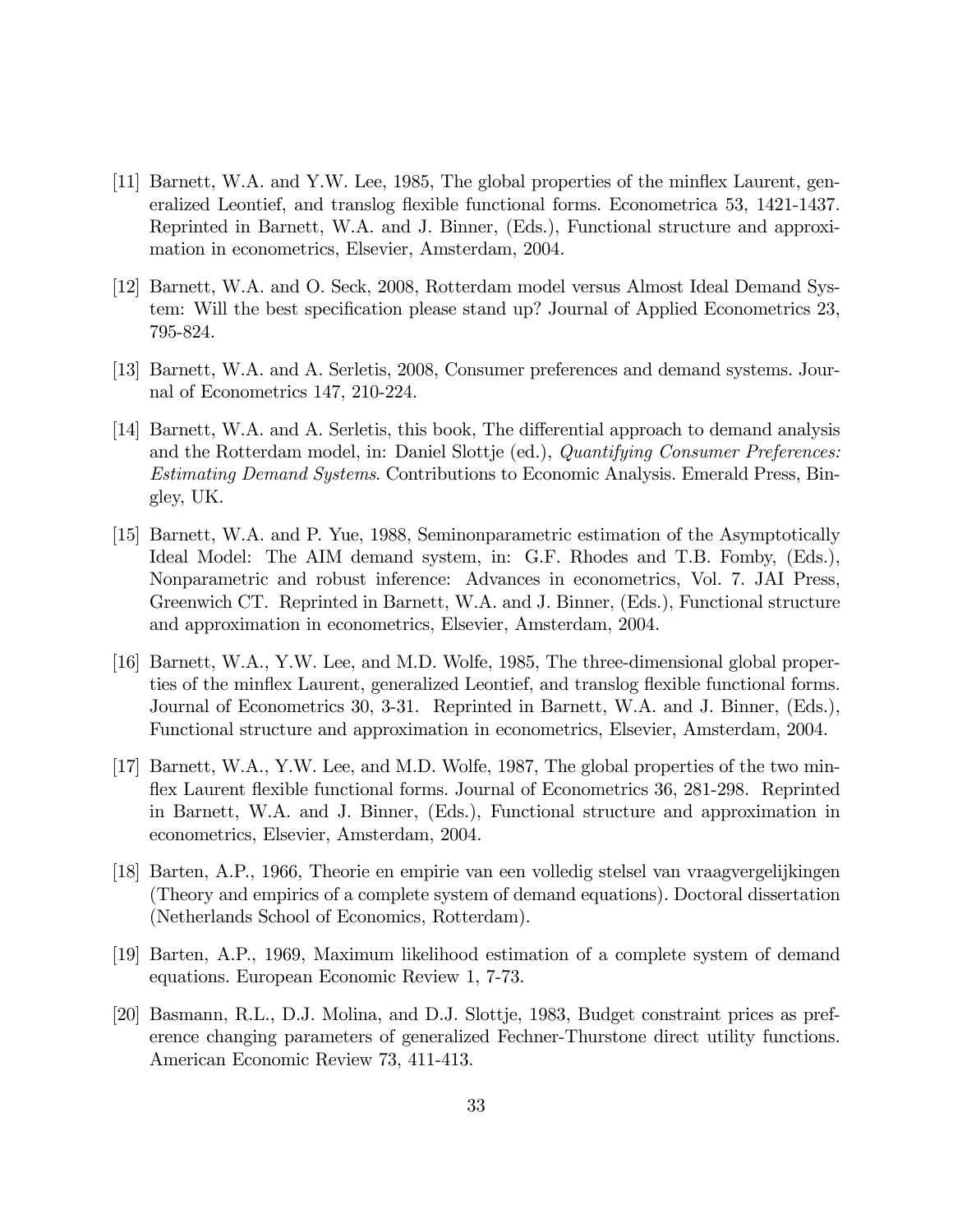[11] Barnett, W.A. and Y.W. Lee, 1985, The global properties of the minflex Laurent, generalized Leontief, and translog flexible functional forms. Econometrica 53, 1421-1437. Reprinted in Barnett, W.A. and J. Binner, (Eds.), Functional structure and approximation in econometrics, Elsevier, Amsterdam, 2004.

[12] Barnett, W.A. and O. Seck, 2008, Rotterdam model versus Almost Ideal Demand System: Will the best specification please stand up? Journal of Applied Econometrics 23, 795-824.

[13] Barnett, W.A. and A. Serletis, 2008, Consumer preferences and demand systems. Journal of Econometrics 147, 210-224.

[14] Barnett, W.A. and A. Serletis, this book, The differential approach to demand analysis and the Rotterdam model, in: Daniel Slottje (ed.), *Quantifying Consumer Preferences: Estimating Demand Systems*. Contributions to Economic Analysis. Emerald Press, Bingley, UK.

[15] Barnett, W.A. and P. Yue, 1988, Seminonparametric estimation of the Asymptotically Ideal Model: The AIM demand system, in: G.F. Rhodes and T.B. Fomby, (Eds.), Nonparametric and robust inference: Advances in econometrics, Vol. 7. JAI Press, Greenwich CT. Reprinted in Barnett, W.A. and J. Binner, (Eds.), Functional structure and approximation in econometrics, Elsevier, Amsterdam, 2004.

[16] Barnett, W.A., Y.W. Lee, and M.D. Wolfe, 1985, The three-dimensional global properties of the minflex Laurent, generalized Leontief, and translog flexible functional forms. Journal of Econometrics 30, 3-31. Reprinted in Barnett, W.A. and J. Binner, (Eds.), Functional structure and approximation in econometrics, Elsevier, Amsterdam, 2004.

[17] Barnett, W.A., Y.W. Lee, and M.D. Wolfe, 1987, The global properties of the two minflex Laurent flexible functional forms. Journal of Econometrics 36, 281-298. Reprinted in Barnett, W.A. and J. Binner, (Eds.), Functional structure and approximation in econometrics, Elsevier, Amsterdam, 2004.

[18] Barten, A.P., 1966, Theorie en empirie van een volledig stelsel van vraagvergelijkingen (Theory and empirics of a complete system of demand equations). Doctoral dissertation (Netherlands School of Economics, Rotterdam).

[19] Barten, A.P., 1969, Maximum likelihood estimation of a complete system of demand equations. European Economic Review 1, 7-73.

[20] Basmann, R.L., D.J. Molina, and D.J. Slottje, 1983, Budget constraint prices as preference changing parameters of generalized Fechner-Thurstone direct utility functions. American Economic Review 73, 411-413.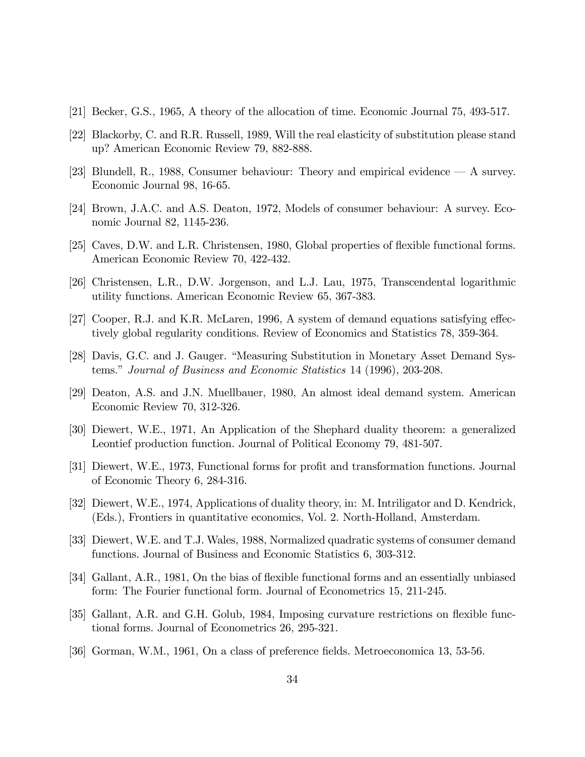[21] Becker, G.S., 1965, A theory of the allocation of time. Economic Journal 75, 493-517.

[22] Blackorby, C. and R.R. Russell, 1989, Will the real elasticity of substitution please stand up? American Economic Review 79, 882-888.

[23] Blundell, R., 1988, Consumer behaviour: Theory and empirical evidence — A survey. Economic Journal 98, 16-65.

[24] Brown, J.A.C. and A.S. Deaton, 1972, Models of consumer behaviour: A survey. Economic Journal 82, 1145-236.

[25] Caves, D.W. and L.R. Christensen, 1980, Global properties of flexible functional forms. American Economic Review 70, 422-432.

[26] Christensen, L.R., D.W. Jorgenson, and L.J. Lau, 1975, Transcendental logarithmic utility functions. American Economic Review 65, 367-383.

[27] Cooper, R.J. and K.R. McLaren, 1996, A system of demand equations satisfying effectively global regularity conditions. Review of Economics and Statistics 78, 359-364.

[28] Davis, G.C. and J. Gauger. "Measuring Substitution in Monetary Asset Demand Systems." *Journal of Business and Economic Statistics* 14 (1996), 203-208.

[29] Deaton, A.S. and J.N. Muellbauer, 1980, An almost ideal demand system. American Economic Review 70, 312-326.

[30] Diewert, W.E., 1971, An Application of the Shephard duality theorem: a generalized Leontief production function. Journal of Political Economy 79, 481-507.

[31] Diewert, W.E., 1973, Functional forms for profit and transformation functions. Journal of Economic Theory 6, 284-316.

[32] Diewert, W.E., 1974, Applications of duality theory, in: M. Intriligator and D. Kendrick, (Eds.), Frontiers in quantitative economics, Vol. 2. North-Holland, Amsterdam.

[33] Diewert, W.E. and T.J. Wales, 1988, Normalized quadratic systems of consumer demand functions. Journal of Business and Economic Statistics 6, 303-312.

[34] Gallant, A.R., 1981, On the bias of flexible functional forms and an essentially unbiased form: The Fourier functional form. Journal of Econometrics 15, 211-245.

[35] Gallant, A.R. and G.H. Golub, 1984, Imposing curvature restrictions on flexible functional forms. Journal of Econometrics 26, 295-321.

[36] Gorman, W.M., 1961, On a class of preference fields. Metroeconomica 13, 53-56.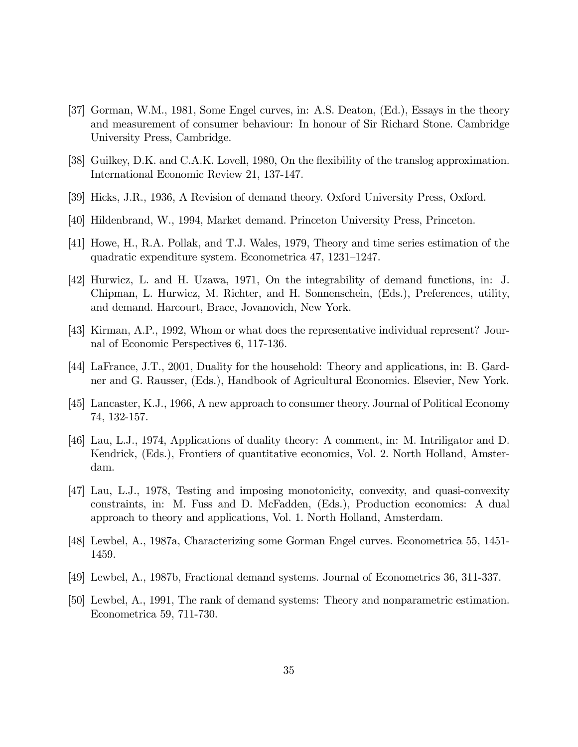[37] Gorman, W.M., 1981, Some Engel curves, in: A.S. Deaton, (Ed.), Essays in the theory and measurement of consumer behaviour: In honour of Sir Richard Stone. Cambridge University Press, Cambridge.

[38] Guilkey, D.K. and C.A.K. Lovell, 1980, On the flexibility of the translog approximation. International Economic Review 21, 137-147.

[39] Hicks, J.R., 1936, A Revision of demand theory. Oxford University Press, Oxford.

[40] Hildenbrand, W., 1994, Market demand. Princeton University Press, Princeton.

[41] Howe, H., R.A. Pollak, and T.J. Wales, 1979, Theory and time series estimation of the quadratic expenditure system. Econometrica 47, 1231–1247.

[42] Hurwicz, L. and H. Uzawa, 1971, On the integrability of demand functions, in: J. Chipman, L. Hurwicz, M. Richter, and H. Sonnenschein, (Eds.), Preferences, utility, and demand. Harcourt, Brace, Jovanovich, New York.

[43] Kirman, A.P., 1992, Whom or what does the representative individual represent? Journal of Economic Perspectives 6, 117-136.

[44] LaFrance, J.T., 2001, Duality for the household: Theory and applications, in: B. Gardner and G. Rausser, (Eds.), Handbook of Agricultural Economics. Elsevier, New York.

[45] Lancaster, K.J., 1966, A new approach to consumer theory. Journal of Political Economy 74, 132-157.

[46] Lau, L.J., 1974, Applications of duality theory: A comment, in: M. Intriligator and D. Kendrick, (Eds.), Frontiers of quantitative economics, Vol. 2. North Holland, Amsterdam.

[47] Lau, L.J., 1978, Testing and imposing monotonicity, convexity, and quasi-convexity constraints, in: M. Fuss and D. McFadden, (Eds.), Production economics: A dual approach to theory and applications, Vol. 1. North Holland, Amsterdam.

[48] Lewbel, A., 1987a, Characterizing some Gorman Engel curves. Econometrica 55, 1451-1459.

[49] Lewbel, A., 1987b, Fractional demand systems. Journal of Econometrics 36, 311-337.

[50] Lewbel, A., 1991, The rank of demand systems: Theory and nonparametric estimation. Econometrica 59, 711-730.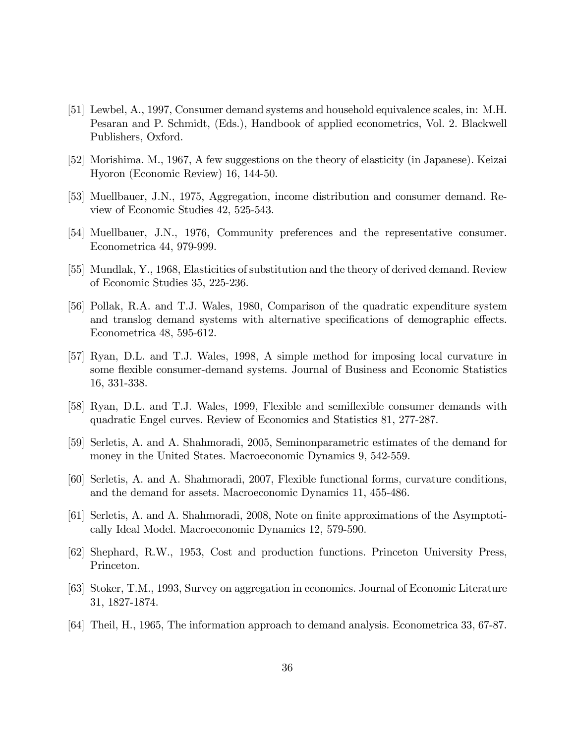[51] Lewbel, A., 1997, Consumer demand systems and household equivalence scales, in: M.H. Pesaran and P. Schmidt, (Eds.), Handbook of applied econometrics, Vol. 2. Blackwell Publishers, Oxford.

[52] Morishima. M., 1967, A few suggestions on the theory of elasticity (in Japanese). Keizai Hyoron (Economic Review) 16, 144-50.

[53] Muellbauer, J.N., 1975, Aggregation, income distribution and consumer demand. Review of Economic Studies 42, 525-543.

[54] Muellbauer, J.N., 1976, Community preferences and the representative consumer. Econometrica 44, 979-999.

[55] Mundlak, Y., 1968, Elasticities of substitution and the theory of derived demand. Review of Economic Studies 35, 225-236.

[56] Pollak, R.A. and T.J. Wales, 1980, Comparison of the quadratic expenditure system and translog demand systems with alternative specifications of demographic effects. Econometrica 48, 595-612.

[57] Ryan, D.L. and T.J. Wales, 1998, A simple method for imposing local curvature in some flexible consumer-demand systems. Journal of Business and Economic Statistics 16, 331-338.

[58] Ryan, D.L. and T.J. Wales, 1999, Flexible and semiflexible consumer demands with quadratic Engel curves. Review of Economics and Statistics 81, 277-287.

[59] Serletis, A. and A. Shahmoradi, 2005, Seminonparametric estimates of the demand for money in the United States. Macroeconomic Dynamics 9, 542-559.

[60] Serletis, A. and A. Shahmoradi, 2007, Flexible functional forms, curvature conditions, and the demand for assets. Macroeconomic Dynamics 11, 455-486.

[61] Serletis, A. and A. Shahmoradi, 2008, Note on finite approximations of the Asymptotically Ideal Model. Macroeconomic Dynamics 12, 579-590.

[62] Shephard, R.W., 1953, Cost and production functions. Princeton University Press, Princeton.

[63] Stoker, T.M., 1993, Survey on aggregation in economics. Journal of Economic Literature 31, 1827-1874.

[64] Theil, H., 1965, The information approach to demand analysis. Econometrica 33, 67-87.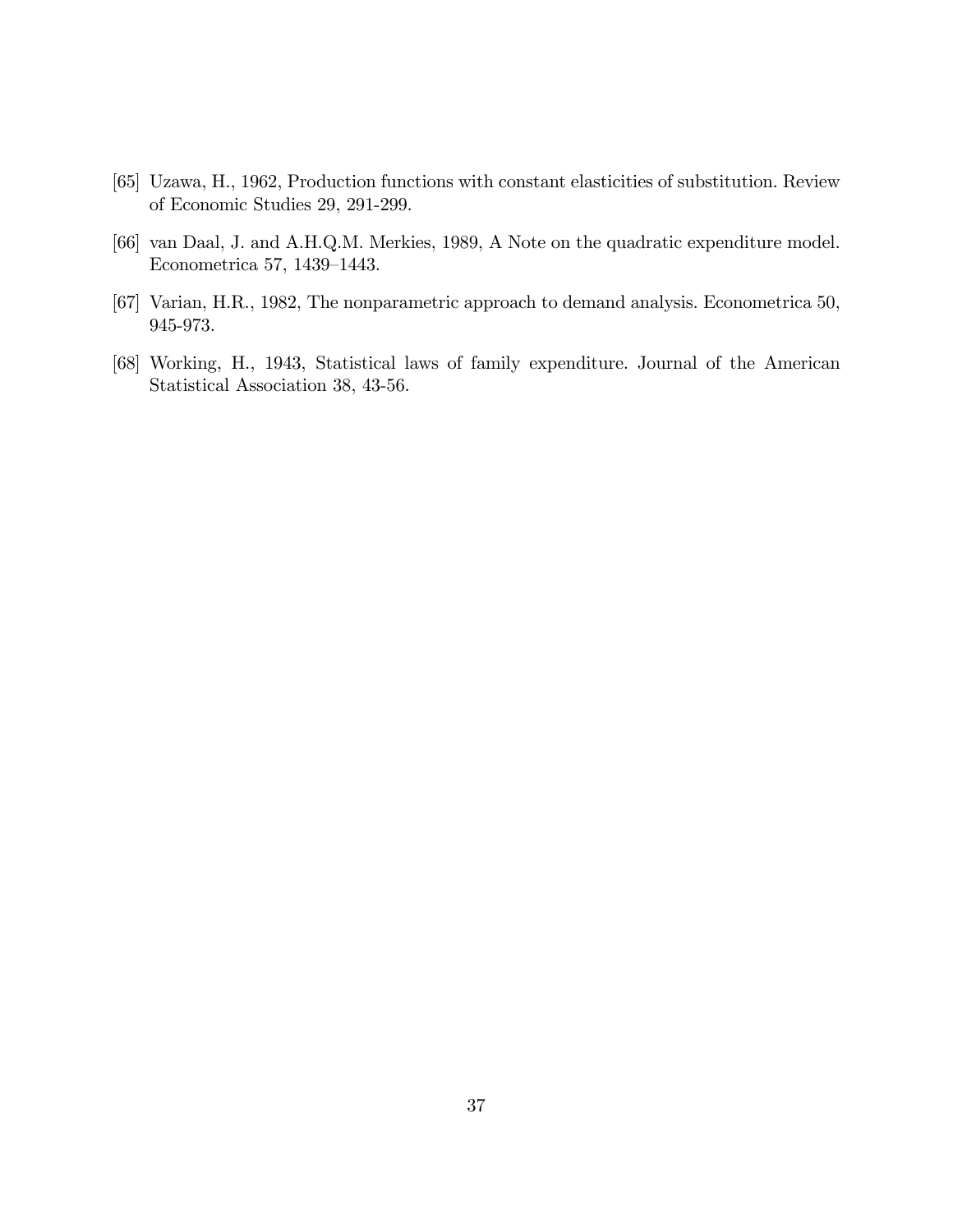[65] Uzawa, H., 1962, Production functions with constant elasticities of substitution. Review of Economic Studies 29, 291-299.

[66] van Daal, J. and A.H.Q.M. Merkies, 1989, A Note on the quadratic expenditure model. Econometrica 57, 1439–1443.

[67] Varian, H.R., 1982, The nonparametric approach to demand analysis. Econometrica 50, 945-973.

[68] Working, H., 1943, Statistical laws of family expenditure. Journal of the American Statistical Association 38, 43-56.